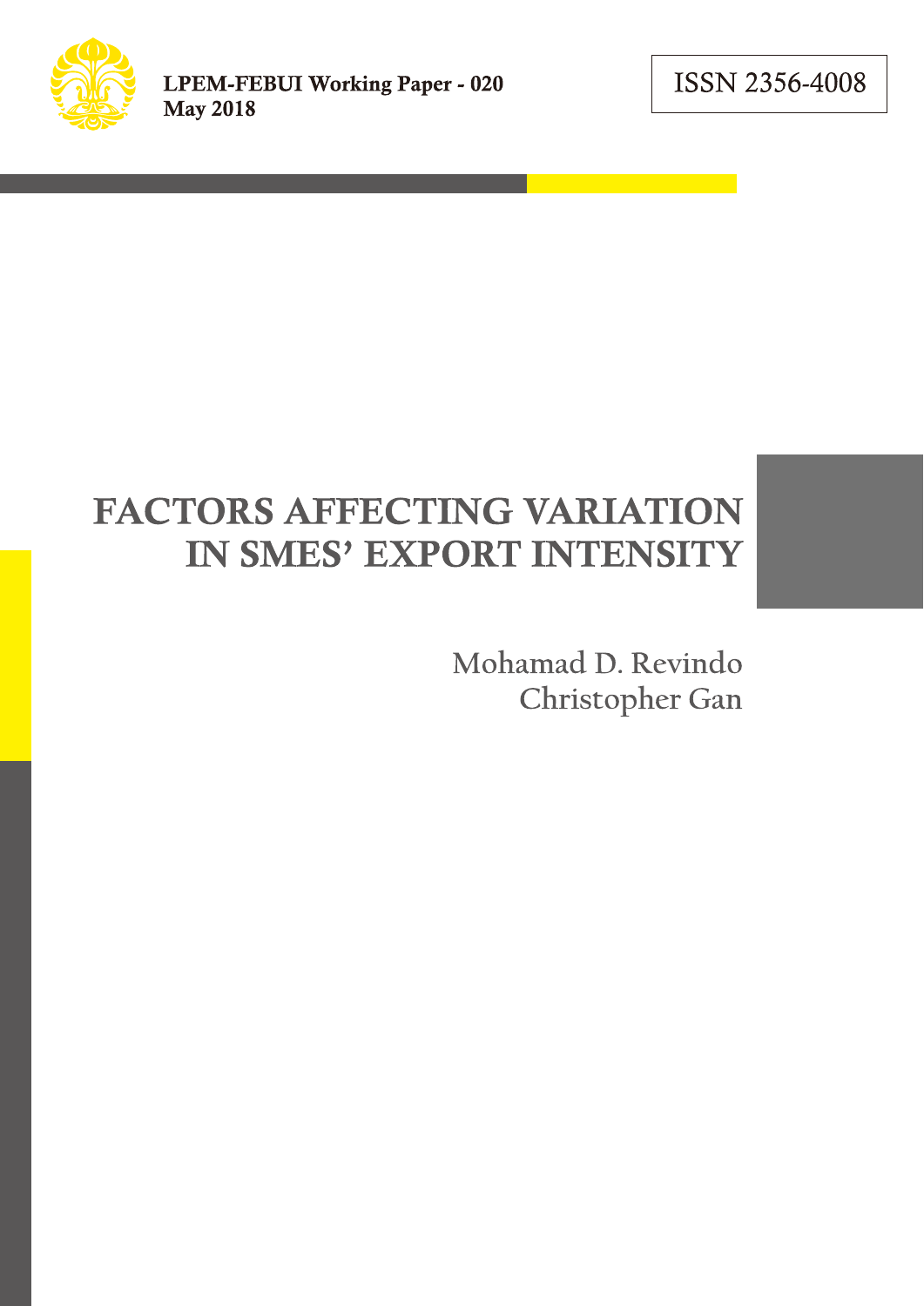LPEM-FEBUI Working Paper - 020
May 2018

ISSN 2356-4008

# FACTORS AFFECTING VARIATION IN SMES' EXPORT INTENSITY

Mohamad D. Revindo
Christopher Gan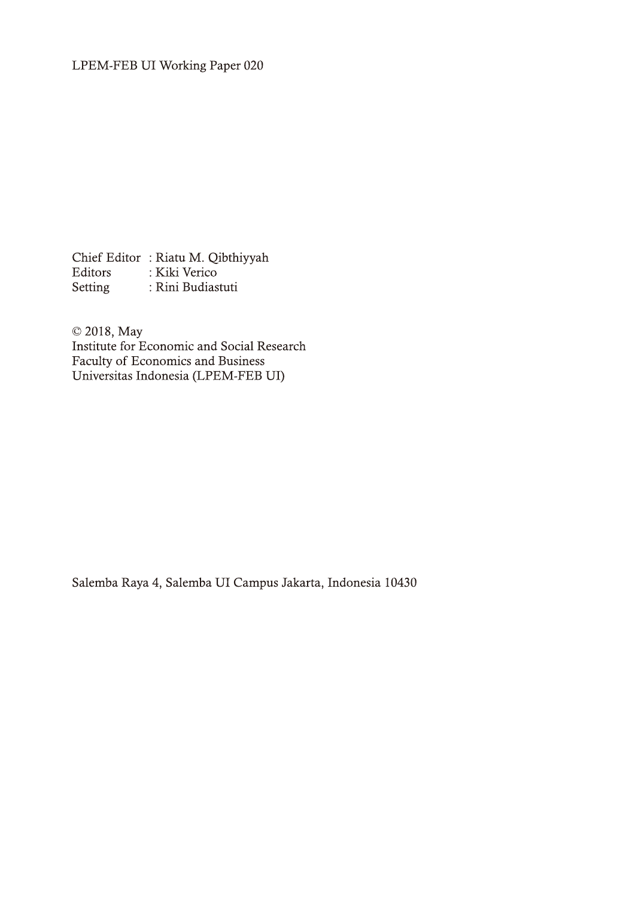LPEM-FEB UI Working Paper 020

Chief Editor : Riatu M. Qibthiyyah
Editors : Kiki Verico
Setting : Rini Budiastuti

© 2018, May
Institute for Economic and Social Research
Faculty of Economics and Business
Universitas Indonesia (LPEM-FEB UI)

Salemba Raya 4, Salemba UI Campus Jakarta, Indonesia 10430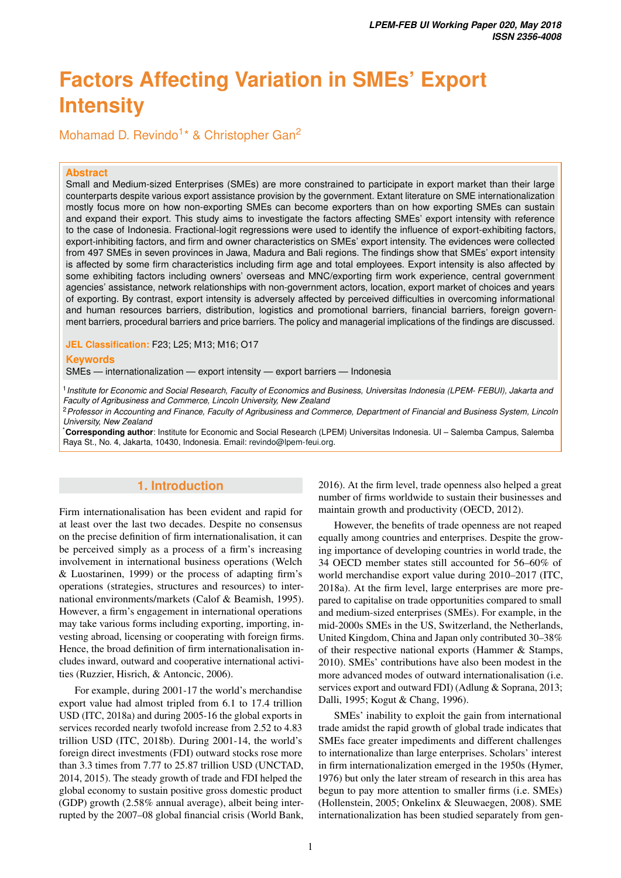# Factors Affecting Variation in SMEs' Export Intensity

Mohamad D. Revindo[1]* & Christopher Gan[2]

## Abstract

Small and Medium-sized Enterprises (SMEs) are more constrained to participate in export market than their large counterparts despite various export assistance provision by the government. Extant literature on SME internationalization mostly focus more on how non-exporting SMEs can become exporters than on how exporting SMEs can sustain and expand their export. This study aims to investigate the factors affecting SMEs' export intensity with reference to the case of Indonesia. Fractional-logit regressions were used to identify the influence of export-exhibiting factors, export-inhibiting factors, and firm and owner characteristics on SMEs' export intensity. The evidences were collected from 497 SMEs in seven provinces in Jawa, Madura and Bali regions. The findings show that SMEs' export intensity is affected by some firm characteristics including firm age and total employees. Export intensity is also affected by some exhibiting factors including owners' overseas and MNC/exporting firm work experience, central government agencies' assistance, network relationships with non-government actors, location, export market of choices and years of exporting. By contrast, export intensity is adversely affected by perceived difficulties in overcoming informational and human resources barriers, distribution, logistics and promotional barriers, financial barriers, foreign government barriers, procedural barriers and price barriers. The policy and managerial implications of the findings are discussed.

**JEL Classification:** F23; L25; M13; M16; O17

**Keywords**

SMEs — internationalization — export intensity — export barriers — Indonesia

[1] *Institute for Economic and Social Research, Faculty of Economics and Business, Universitas Indonesia (LPEM- FEBUI), Jakarta and Faculty of Agribusiness and Commerce, Lincoln University, New Zealand*

[2] *Professor in Accounting and Finance, Faculty of Agribusiness and Commerce, Department of Financial and Business System, Lincoln University, New Zealand*

***Corresponding author**: Institute for Economic and Social Research (LPEM) Universitas Indonesia. UI – Salemba Campus, Salemba Raya St., No. 4, Jakarta, 10430, Indonesia. Email: revindo@lpem-feui.org.

## 1. Introduction

Firm internationalisation has been evident and rapid for at least over the last two decades. Despite no consensus on the precise definition of firm internationalisation, it can be perceived simply as a process of a firm's increasing involvement in international business operations (Welch & Luostarinen, 1999) or the process of adapting firm's operations (strategies, structures and resources) to international environments/markets (Calof & Beamish, 1995). However, a firm's engagement in international operations may take various forms including exporting, importing, investing abroad, licensing or cooperating with foreign firms. Hence, the broad definition of firm internationalisation includes inward, outward and cooperative international activities (Ruzzier, Hisrich, & Antoncic, 2006).

For example, during 2001-17 the world's merchandise export value had almost tripled from 6.1 to 17.4 trillion USD (ITC, 2018a) and during 2005-16 the global exports in services recorded nearly twofold increase from 2.52 to 4.83 trillion USD (ITC, 2018b). During 2001-14, the world's foreign direct investments (FDI) outward stocks rose more than 3.3 times from 7.77 to 25.87 trillion USD (UNCTAD, 2014, 2015). The steady growth of trade and FDI helped the global economy to sustain positive gross domestic product (GDP) growth (2.58% annual average), albeit being interrupted by the 2007–08 global financial crisis (World Bank, 2016). At the firm level, trade openness also helped a great number of firms worldwide to sustain their businesses and maintain growth and productivity (OECD, 2012).

However, the benefits of trade openness are not reaped equally among countries and enterprises. Despite the growing importance of developing countries in world trade, the 34 OECD member states still accounted for 56–60% of world merchandise export value during 2010–2017 (ITC, 2018a). At the firm level, large enterprises are more prepared to capitalise on trade opportunities compared to small and medium-sized enterprises (SMEs). For example, in the mid-2000s SMEs in the US, Switzerland, the Netherlands, United Kingdom, China and Japan only contributed 30–38% of their respective national exports (Hammer & Stamps, 2010). SMEs' contributions have also been modest in the more advanced modes of outward internationalisation (i.e. services export and outward FDI) (Adlung & Soprana, 2013; Dalli, 1995; Kogut & Chang, 1996).

SMEs' inability to exploit the gain from international trade amidst the rapid growth of global trade indicates that SMEs face greater impediments and different challenges to internationalize than large enterprises. Scholars' interest in firm internationalization emerged in the 1950s (Hymer, 1976) but only the later stream of research in this area has begun to pay more attention to smaller firms (i.e. SMEs) (Hollenstein, 2005; Onkelinx & Sleuwaegen, 2008). SME internationalization has been studied separately from gen-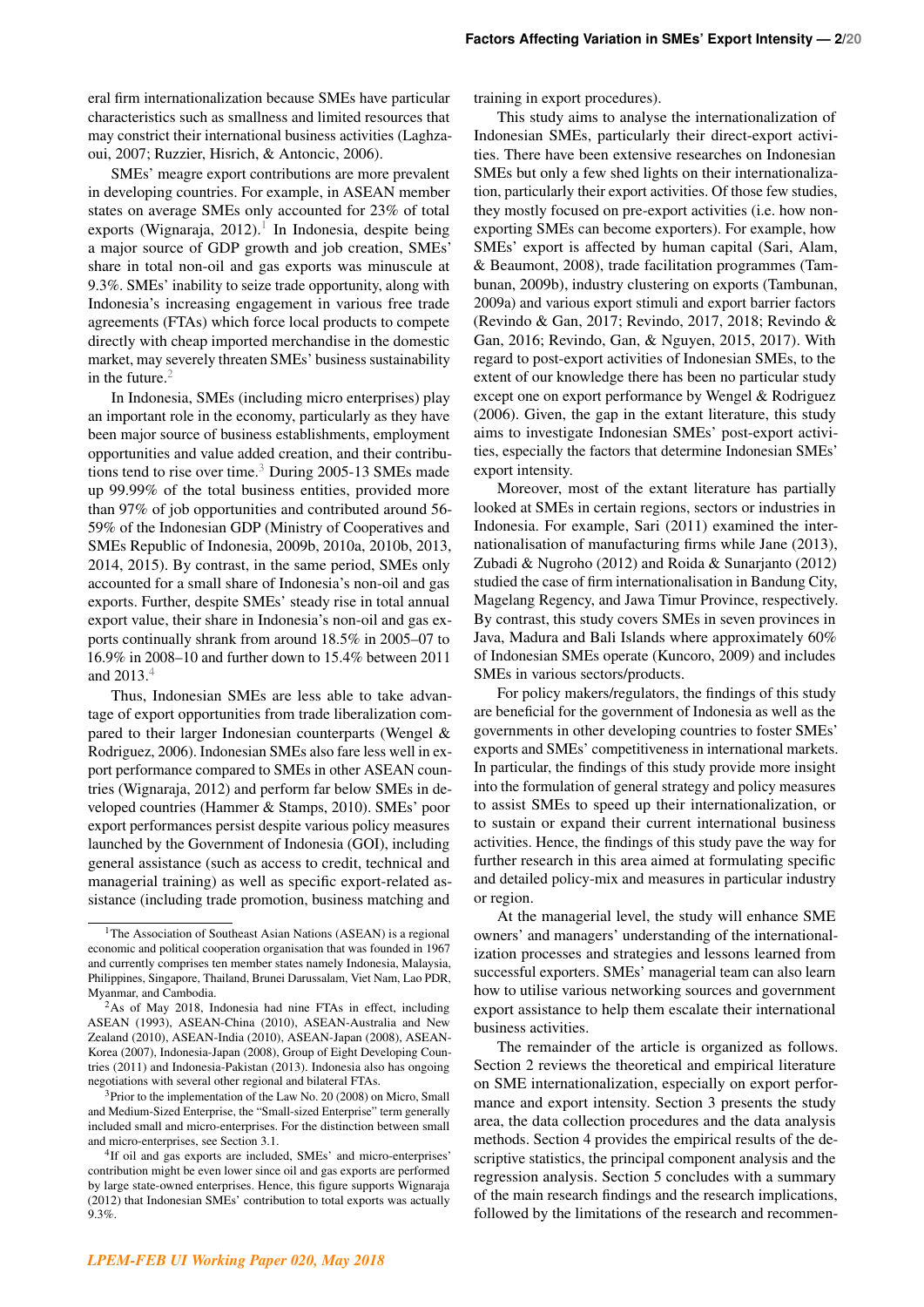eral firm internationalization because SMEs have particular characteristics such as smallness and limited resources that may constrict their international business activities (Laghzaoui, 2007; Ruzzier, Hisrich, & Antoncic, 2006).

SMEs' meagre export contributions are more prevalent in developing countries. For example, in ASEAN member states on average SMEs only accounted for 23% of total exports (Wignaraja, 2012).[1] In Indonesia, despite being a major source of GDP growth and job creation, SMEs' share in total non-oil and gas exports was minuscule at 9.3%. SMEs' inability to seize trade opportunity, along with Indonesia's increasing engagement in various free trade agreements (FTAs) which force local products to compete directly with cheap imported merchandise in the domestic market, may severely threaten SMEs' business sustainability in the future.[2]

In Indonesia, SMEs (including micro enterprises) play an important role in the economy, particularly as they have been major source of business establishments, employment opportunities and value added creation, and their contributions tend to rise over time.[3] During 2005-13 SMEs made up 99.99% of the total business entities, provided more than 97% of job opportunities and contributed around 56-59% of the Indonesian GDP (Ministry of Cooperatives and SMEs Republic of Indonesia, 2009b, 2010a, 2010b, 2013, 2014, 2015). By contrast, in the same period, SMEs only accounted for a small share of Indonesia's non-oil and gas exports. Further, despite SMEs' steady rise in total annual export value, their share in Indonesia's non-oil and gas exports continually shrank from around 18.5% in 2005–07 to 16.9% in 2008–10 and further down to 15.4% between 2011 and 2013.[4]

Thus, Indonesian SMEs are less able to take advantage of export opportunities from trade liberalization compared to their larger Indonesian counterparts (Wengel & Rodriguez, 2006). Indonesian SMEs also fare less well in export performance compared to SMEs in other ASEAN countries (Wignaraja, 2012) and perform far below SMEs in developed countries (Hammer & Stamps, 2010). SMEs' poor export performances persist despite various policy measures launched by the Government of Indonesia (GOI), including general assistance (such as access to credit, technical and managerial training) as well as specific export-related assistance (including trade promotion, business matching and training in export procedures).

This study aims to analyse the internationalization of Indonesian SMEs, particularly their direct-export activities. There have been extensive researches on Indonesian SMEs but only a few shed lights on their internationalization, particularly their export activities. Of those few studies, they mostly focused on pre-export activities (i.e. how non-exporting SMEs can become exporters). For example, how SMEs' export is affected by human capital (Sari, Alam, & Beaumont, 2008), trade facilitation programmes (Tambunan, 2009b), industry clustering on exports (Tambunan, 2009a) and various export stimuli and export barrier factors (Revindo & Gan, 2017; Revindo, 2017, 2018; Revindo & Gan, 2016; Revindo, Gan, & Nguyen, 2015, 2017). With regard to post-export activities of Indonesian SMEs, to the extent of our knowledge there has been no particular study except one on export performance by Wengel & Rodriguez (2006). Given, the gap in the extant literature, this study aims to investigate Indonesian SMEs' post-export activities, especially the factors that determine Indonesian SMEs' export intensity.

Moreover, most of the extant literature has partially looked at SMEs in certain regions, sectors or industries in Indonesia. For example, Sari (2011) examined the internationalisation of manufacturing firms while Jane (2013), Zubadi & Nugroho (2012) and Roida & Sunarjanto (2012) studied the case of firm internationalisation in Bandung City, Magelang Regency, and Jawa Timur Province, respectively. By contrast, this study covers SMEs in seven provinces in Java, Madura and Bali Islands where approximately 60% of Indonesian SMEs operate (Kuncoro, 2009) and includes SMEs in various sectors/products.

For policy makers/regulators, the findings of this study are beneficial for the government of Indonesia as well as the governments in other developing countries to foster SMEs' exports and SMEs' competitiveness in international markets. In particular, the findings of this study provide more insight into the formulation of general strategy and policy measures to assist SMEs to speed up their internationalization, or to sustain or expand their current international business activities. Hence, the findings of this study pave the way for further research in this area aimed at formulating specific and detailed policy-mix and measures in particular industry or region.

At the managerial level, the study will enhance SME owners' and managers' understanding of the internationalization processes and strategies and lessons learned from successful exporters. SMEs' managerial team can also learn how to utilise various networking sources and government export assistance to help them escalate their international business activities.

The remainder of the article is organized as follows. Section 2 reviews the theoretical and empirical literature on SME internationalization, especially on export performance and export intensity. Section 3 presents the study area, the data collection procedures and the data analysis methods. Section 4 provides the empirical results of the descriptive statistics, the principal component analysis and the regression analysis. Section 5 concludes with a summary of the main research findings and the research implications, followed by the limitations of the research and recommen-

---

[1] The Association of Southeast Asian Nations (ASEAN) is a regional economic and political cooperation organisation that was founded in 1967 and currently comprises ten member states namely Indonesia, Malaysia, Philippines, Singapore, Thailand, Brunei Darussalam, Viet Nam, Lao PDR, Myanmar, and Cambodia.

[2] As of May 2018, Indonesia had nine FTAs in effect, including ASEAN (1993), ASEAN-China (2010), ASEAN-Australia and New Zealand (2010), ASEAN-India (2010), ASEAN-Japan (2008), ASEAN-Korea (2007), Indonesia-Japan (2008), Group of Eight Developing Countries (2011) and Indonesia-Pakistan (2013). Indonesia also has ongoing negotiations with several other regional and bilateral FTAs.

[3] Prior to the implementation of the Law No. 20 (2008) on Micro, Small and Medium-Sized Enterprise, the "Small-sized Enterprise" term generally included small and micro-enterprises. For the distinction between small and micro-enterprises, see Section 3.1.

[4] If oil and gas exports are included, SMEs' and micro-enterprises' contribution might be even lower since oil and gas exports are performed by large state-owned enterprises. Hence, this figure supports Wignaraja (2012) that Indonesian SMEs' contribution to total exports was actually 9.3%.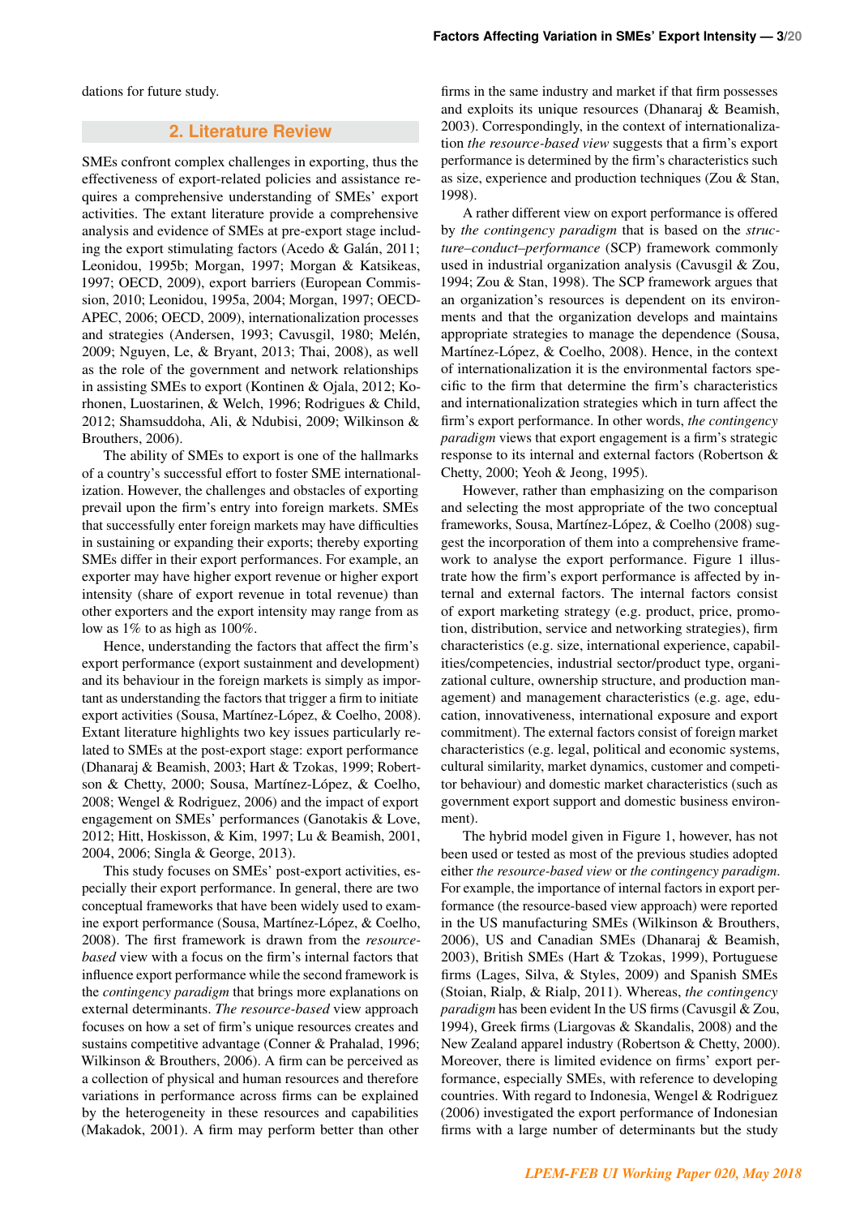dations for future study.

## 2. Literature Review

SMEs confront complex challenges in exporting, thus the effectiveness of export-related policies and assistance requires a comprehensive understanding of SMEs' export activities. The extant literature provide a comprehensive analysis and evidence of SMEs at pre-export stage including the export stimulating factors (Acedo & Galán, 2011; Leonidou, 1995b; Morgan, 1997; Morgan & Katsikeas, 1997; OECD, 2009), export barriers (European Commission, 2010; Leonidou, 1995a, 2004; Morgan, 1997; OECD-APEC, 2006; OECD, 2009), internationalization processes and strategies (Andersen, 1993; Cavusgil, 1980; Melén, 2009; Nguyen, Le, & Bryant, 2013; Thai, 2008), as well as the role of the government and network relationships in assisting SMEs to export (Kontinen & Ojala, 2012; Korhonen, Luostarinen, & Welch, 1996; Rodrigues & Child, 2012; Shamsuddoha, Ali, & Ndubisi, 2009; Wilkinson & Brouthers, 2006).

The ability of SMEs to export is one of the hallmarks of a country's successful effort to foster SME internationalization. However, the challenges and obstacles of exporting prevail upon the firm's entry into foreign markets. SMEs that successfully enter foreign markets may have difficulties in sustaining or expanding their exports; thereby exporting SMEs differ in their export performances. For example, an exporter may have higher export revenue or higher export intensity (share of export revenue in total revenue) than other exporters and the export intensity may range from as low as 1% to as high as 100%.

Hence, understanding the factors that affect the firm's export performance (export sustainment and development) and its behaviour in the foreign markets is simply as important as understanding the factors that trigger a firm to initiate export activities (Sousa, Martínez-López, & Coelho, 2008). Extant literature highlights two key issues particularly related to SMEs at the post-export stage: export performance (Dhanaraj & Beamish, 2003; Hart & Tzokas, 1999; Robertson & Chetty, 2000; Sousa, Martínez-López, & Coelho, 2008; Wengel & Rodriguez, 2006) and the impact of export engagement on SMEs' performances (Ganotakis & Love, 2012; Hitt, Hoskisson, & Kim, 1997; Lu & Beamish, 2001, 2004, 2006; Singla & George, 2013).

This study focuses on SMEs' post-export activities, especially their export performance. In general, there are two conceptual frameworks that have been widely used to examine export performance (Sousa, Martínez-López, & Coelho, 2008). The first framework is drawn from the *resource-based* view with a focus on the firm's internal factors that influence export performance while the second framework is the *contingency paradigm* that brings more explanations on external determinants. *The resource-based* view approach focuses on how a set of firm's unique resources creates and sustains competitive advantage (Conner & Prahalad, 1996; Wilkinson & Brouthers, 2006). A firm can be perceived as a collection of physical and human resources and therefore variations in performance across firms can be explained by the heterogeneity in these resources and capabilities (Makadok, 2001). A firm may perform better than other firms in the same industry and market if that firm possesses and exploits its unique resources (Dhanaraj & Beamish, 2003). Correspondingly, in the context of internationalization *the resource-based view* suggests that a firm's export performance is determined by the firm's characteristics such as size, experience and production techniques (Zou & Stan, 1998).

A rather different view on export performance is offered by *the contingency paradigm* that is based on the *structure–conduct–performance* (SCP) framework commonly used in industrial organization analysis (Cavusgil & Zou, 1994; Zou & Stan, 1998). The SCP framework argues that an organization's resources is dependent on its environments and that the organization develops and maintains appropriate strategies to manage the dependence (Sousa, Martínez-López, & Coelho, 2008). Hence, in the context of internationalization it is the environmental factors specific to the firm that determine the firm's characteristics and internationalization strategies which in turn affect the firm's export performance. In other words, *the contingency paradigm* views that export engagement is a firm's strategic response to its internal and external factors (Robertson & Chetty, 2000; Yeoh & Jeong, 1995).

However, rather than emphasizing on the comparison and selecting the most appropriate of the two conceptual frameworks, Sousa, Martínez-López, & Coelho (2008) suggest the incorporation of them into a comprehensive framework to analyse the export performance. Figure 1 illustrate how the firm's export performance is affected by internal and external factors. The internal factors consist of export marketing strategy (e.g. product, price, promotion, distribution, service and networking strategies), firm characteristics (e.g. size, international experience, capabilities/competencies, industrial sector/product type, organizational culture, ownership structure, and production management) and management characteristics (e.g. age, education, innovativeness, international exposure and export commitment). The external factors consist of foreign market characteristics (e.g. legal, political and economic systems, cultural similarity, market dynamics, customer and competitor behaviour) and domestic market characteristics (such as government export support and domestic business environment).

The hybrid model given in Figure 1, however, has not been used or tested as most of the previous studies adopted either *the resource-based view* or *the contingency paradigm*. For example, the importance of internal factors in export performance (the resource-based view approach) were reported in the US manufacturing SMEs (Wilkinson & Brouthers, 2006), US and Canadian SMEs (Dhanaraj & Beamish, 2003), British SMEs (Hart & Tzokas, 1999), Portuguese firms (Lages, Silva, & Styles, 2009) and Spanish SMEs (Stoian, Rialp, & Rialp, 2011). Whereas, *the contingency paradigm* has been evident In the US firms (Cavusgil & Zou, 1994), Greek firms (Liargovas & Skandalis, 2008) and the New Zealand apparel industry (Robertson & Chetty, 2000). Moreover, there is limited evidence on firms' export performance, especially SMEs, with reference to developing countries. With regard to Indonesia, Wengel & Rodriguez (2006) investigated the export performance of Indonesian firms with a large number of determinants but the study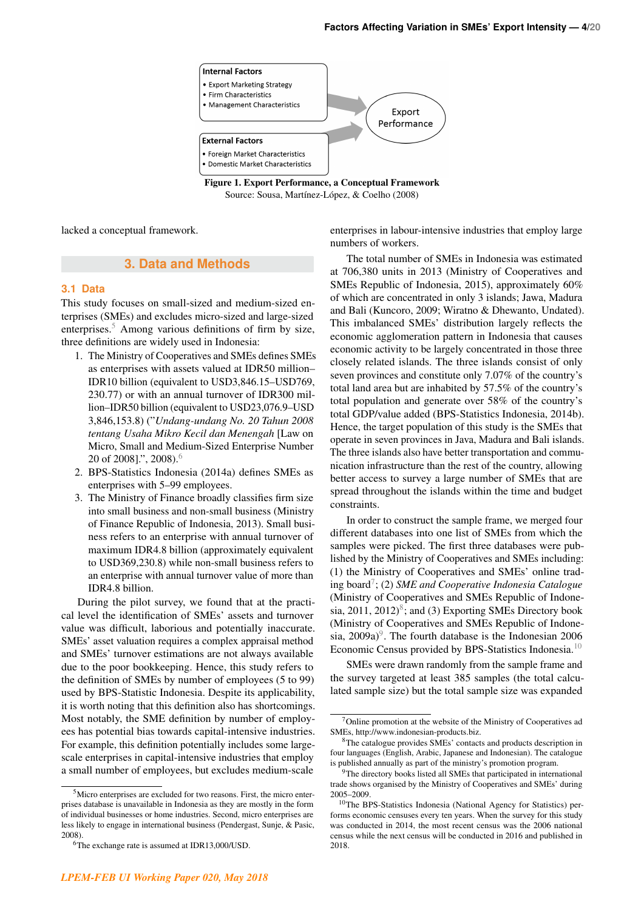Internal Factors
- Export Marketing Strategy
- Firm Characteristics
- Management Characteristics

External Factors
- Foreign Market Characteristics
- Domestic Market Characteristics

Export Performance

**Figure 1. Export Performance, a Conceptual Framework**
Source: Sousa, Martínez-López, & Coelho (2008)

lacked a conceptual framework.

## 3. Data and Methods

### 3.1 Data

This study focuses on small-sized and medium-sized enterprises (SMEs) and excludes micro-sized and large-sized enterprises.[5] Among various definitions of firm by size, three definitions are widely used in Indonesia:

1. The Ministry of Cooperatives and SMEs defines SMEs as enterprises with assets valued at IDR50 million–IDR10 billion (equivalent to USD3,846.15–USD769,230.77) or with an annual turnover of IDR300 million–IDR50 billion (equivalent to USD23,076.9–USD 3,846,153.8) ("*Undang-undang No. 20 Tahun 2008 tentang Usaha Mikro Kecil dan Menengah* [Law on Micro, Small and Medium-Sized Enterprise Number 20 of 2008].", 2008).[6]
2. BPS-Statistics Indonesia (2014a) defines SMEs as enterprises with 5–99 employees.
3. The Ministry of Finance broadly classifies firm size into small business and non-small business (Ministry of Finance Republic of Indonesia, 2013). Small business refers to an enterprise with annual turnover of maximum IDR4.8 billion (approximately equivalent to USD369,230.8) while non-small business refers to an enterprise with annual turnover value of more than IDR4.8 billion.

During the pilot survey, we found that at the practical level the identification of SMEs' assets and turnover value was difficult, laborious and potentially inaccurate. SMEs' asset valuation requires a complex appraisal method and SMEs' turnover estimations are not always available due to the poor bookkeeping. Hence, this study refers to the definition of SMEs by number of employees (5 to 99) used by BPS-Statistic Indonesia. Despite its applicability, it is worth noting that this definition also has shortcomings. Most notably, the SME definition by number of employees has potential bias towards capital-intensive industries. For example, this definition potentially includes some large-scale enterprises in capital-intensive industries that employ a small number of employees, but excludes medium-scale enterprises in labour-intensive industries that employ large numbers of workers.

The total number of SMEs in Indonesia was estimated at 706,380 units in 2013 (Ministry of Cooperatives and SMEs Republic of Indonesia, 2015), approximately 60% of which are concentrated in only 3 islands; Jawa, Madura and Bali (Kuncoro, 2009; Wiratno & Dhewanto, Undated). This imbalanced SMEs' distribution largely reflects the economic agglomeration pattern in Indonesia that causes economic activity to be largely concentrated in those three closely related islands. The three islands consist of only seven provinces and constitute only 7.07% of the country's total land area but are inhabited by 57.5% of the country's total population and generate over 58% of the country's total GDP/value added (BPS-Statistics Indonesia, 2014b). Hence, the target population of this study is the SMEs that operate in seven provinces in Java, Madura and Bali islands. The three islands also have better transportation and communication infrastructure than the rest of the country, allowing better access to survey a large number of SMEs that are spread throughout the islands within the time and budget constraints.

In order to construct the sample frame, we merged four different databases into one list of SMEs from which the samples were picked. The first three databases were published by the Ministry of Cooperatives and SMEs including: (1) the Ministry of Cooperatives and SMEs' online trading board[7]; (2) *SME and Cooperative Indonesia Catalogue* (Ministry of Cooperatives and SMEs Republic of Indonesia, 2011, 2012)[8]; and (3) Exporting SMEs Directory book (Ministry of Cooperatives and SMEs Republic of Indonesia, 2009a)[9]. The fourth database is the Indonesian 2006 Economic Census provided by BPS-Statistics Indonesia.[10]

SMEs were drawn randomly from the sample frame and the survey targeted at least 385 samples (the total calculated sample size) but the total sample size was expanded

---

[5] Micro enterprises are excluded for two reasons. First, the micro enterprises database is unavailable in Indonesia as they are mostly in the form of individual businesses or home industries. Second, micro enterprises are less likely to engage in international business (Pendergast, Sunje, & Pasic, 2008).

[6] The exchange rate is assumed at IDR13,000/USD.

[7] Online promotion at the website of the Ministry of Cooperatives ad SMEs, http://www.indonesian-products.biz.

[8] The catalogue provides SMEs' contacts and products description in four languages (English, Arabic, Japanese and Indonesian). The catalogue is published annually as part of the ministry's promotion program.

[9] The directory books listed all SMEs that participated in international trade shows organised by the Ministry of Cooperatives and SMEs' during 2005–2009.

[10] The BPS-Statistics Indonesia (National Agency for Statistics) performs economic censuses every ten years. When the survey for this study was conducted in 2014, the most recent census was the 2006 national census while the next census will be conducted in 2016 and published in 2018.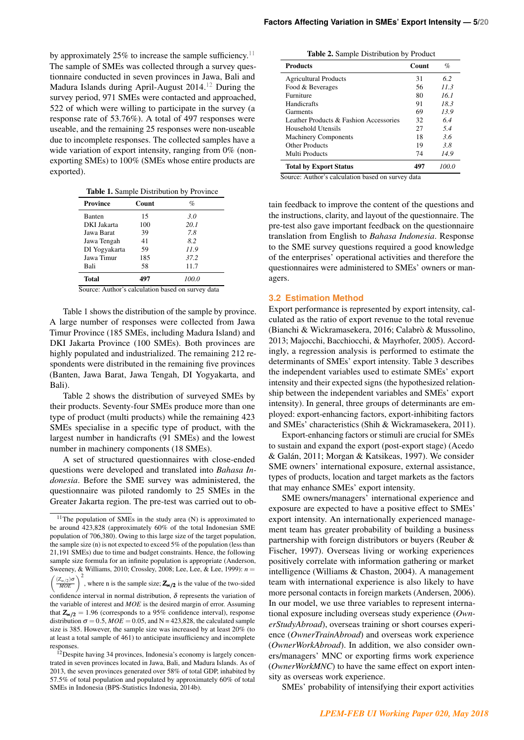by approximately 25% to increase the sample sufficiency.[11] The sample of SMEs was collected through a survey questionnaire conducted in seven provinces in Jawa, Bali and Madura Islands during April-August 2014.[12] During the survey period, 971 SMEs were contacted and approached, 522 of which were willing to participate in the survey (a response rate of 53.76%). A total of 497 responses were useable, and the remaining 25 responses were non-useable due to incomplete responses. The collected samples have a wide variation of export intensity, ranging from 0% (non-exporting SMEs) to 100% (SMEs whose entire products are exported).

**Table 1.** Sample Distribution by Province

| Province | Count | % |
|---|---|---|
| Banten | 15 | *3.0* |
| DKI Jakarta | 100 | *20.1* |
| Jawa Barat | 39 | *7.8* |
| Jawa Tengah | 41 | *8.2* |
| DI Yogyakarta | 59 | *11.9* |
| Jawa Timur | 185 | *37.2* |
| Bali | 58 | 11.7 |
| **Total** | **497** | *100.0* |

Source: Author's calculation based on survey data

Table 1 shows the distribution of the sample by province. A large number of responses were collected from Jawa Timur Province (185 SMEs, including Madura Island) and DKI Jakarta Province (100 SMEs). Both provinces are highly populated and industrialized. The remaining 212 respondents were distributed in the remaining five provinces (Banten, Jawa Barat, Jawa Tengah, DI Yogyakarta, and Bali).

Table 2 shows the distribution of surveyed SMEs by their products. Seventy-four SMEs produce more than one type of product (multi products) while the remaining 423 SMEs specialise in a specific type of product, with the largest number in handicrafts (91 SMEs) and the lowest number in machinery components (18 SMEs).

A set of structured questionnaires with close-ended questions were developed and translated into *Bahasa Indonesia*. Before the SME survey was administered, the questionnaire was piloted randomly to 25 SMEs in the Greater Jakarta region. The pre-test was carried out to obtain feedback to improve the content of the questions and the instructions, clarity, and layout of the questionnaire. The pre-test also gave important feedback on the questionnaire translation from English to *Bahasa Indonesia*. Response to the SME survey questions required a good knowledge of the enterprises' operational activities and therefore the questionnaires were administered to SMEs' owners or managers.

**Table 2.** Sample Distribution by Product

| Products | Count | % |
|---|---|---|
| Agricultural Products | 31 | *6.2* |
| Food & Beverages | 56 | *11.3* |
| Furniture | 80 | *16.1* |
| Handicrafts | 91 | *18.3* |
| Garments | 69 | *13.9* |
| Leather Products & Fashion Accessories | 32 | *6.4* |
| Household Utensils | 27 | *5.4* |
| Machinery Components | 18 | *3.6* |
| Other Products | 19 | *3.8* |
| Multi Products | 74 | *14.9* |
| **Total by Export Status** | **497** | *100.0* |

Source: Author's calculation based on survey data

## 3.2 Estimation Method

Export performance is represented by export intensity, calculated as the ratio of export revenue to the total revenue (Bianchi & Wickramasekera, 2016; Calabrò & Mussolino, 2013; Majocchi, Bacchiocchi, & Mayrhofer, 2005). Accordingly, a regression analysis is performed to estimate the determinants of SMEs' export intensity. Table 3 describes the independent variables used to estimate SMEs' export intensity and their expected signs (the hypothesized relationship between the independent variables and SMEs' export intensity). In general, three groups of determinants are employed: export-enhancing factors, export-inhibiting factors and SMEs' characteristics (Shih & Wickramasekera, 2011).

Export-enhancing factors or stimuli are crucial for SMEs to sustain and expand the export (post-export stage) (Acedo & Galán, 2011; Morgan & Katsikeas, 1997). We consider SME owners' international exposure, external assistance, types of products, location and target markets as the factors that may enhance SMEs' export intensity.

SME owners/managers' international experience and exposure are expected to have a positive effect to SMEs' export intensity. An internationally experienced management team has greater probability of building a business partnership with foreign distributors or buyers (Reuber & Fischer, 1997). Overseas living or working experiences positively correlate with information gathering or market intelligence (Williams & Chaston, 2004). A management team with international experience is also likely to have more personal contacts in foreign markets (Andersen, 2006). In our model, we use three variables to represent international exposure including overseas study experience (*OwnerStudyAbroad*), overseas training or short courses experience (*OwnerTrainAbroad*) and overseas work experience (*OwnerWorkAbroad*). In addition, we also consider owners/managers' MNC or exporting firms work experience (*OwnerWorkMNC*) to have the same effect on export intensity as overseas work experience.

SMEs' probability of intensifying their export activities

---

[11] The population of SMEs in the study area (N) is approximated to be around 423,828 (approximately 60% of the total Indonesian SME population of 706,380). Owing to this large size of the target population, the sample size (n) is not expected to exceed 5% of the population (less than 21,191 SMEs) due to time and budget constraints. Hence, the following sample size formula for an infinite population is appropriate (Anderson, Sweeney, & Williams, 2010; Crossley, 2008; Lee, Lee, & Lee, 1999): $n = \left(\frac{(Z_{\infty/2})\sigma}{MOE}\right)^2$, where n is the sample size; $\mathbf{Z}_{\infty/2}$ is the value of the two-sided confidence interval in normal distribution, $\delta$ represents the variation of the variable of interest and *MOE* is the desired margin of error. Assuming that $\mathbf{Z}_{\infty/2} = 1.96$ (corresponds to a 95% confidence interval), response distribution $\sigma = 0.5$, $MOE = 0.05$, and N = 423,828, the calculated sample size is 385. However, the sample size was increased by at least 20% (to at least a total sample of 461) to anticipate insufficiency and incomplete responses.

[12] Despite having 34 provinces, Indonesia's economy is largely concentrated in seven provinces located in Jawa, Bali, and Madura Islands. As of 2013, the seven provinces generated over 58% of total GDP, inhabited by 57.5% of total population and populated by approximately 60% of total SMEs in Indonesia (BPS-Statistics Indonesia, 2014b).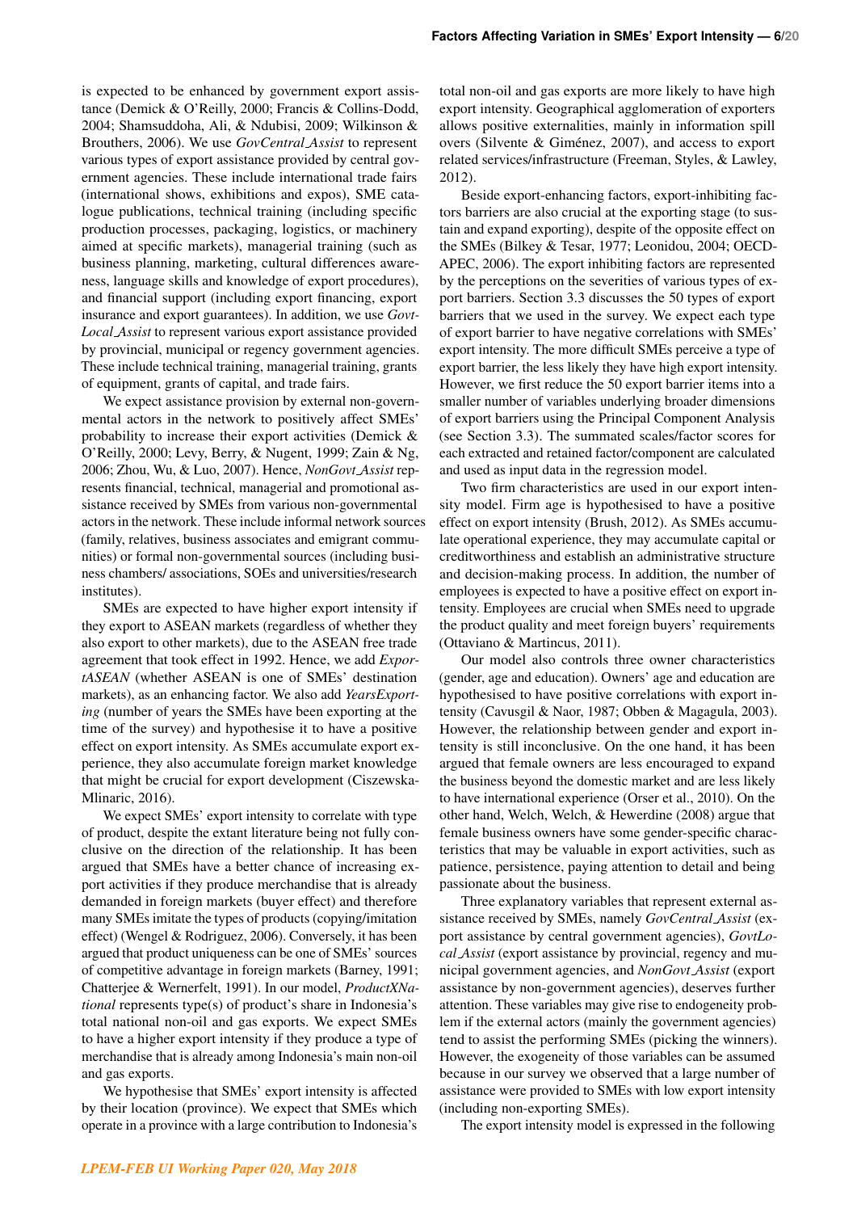is expected to be enhanced by government export assistance (Demick & O'Reilly, 2000; Francis & Collins-Dodd, 2004; Shamsuddoha, Ali, & Ndubisi, 2009; Wilkinson & Brouthers, 2006). We use *GovCentral_Assist* to represent various types of export assistance provided by central government agencies. These include international trade fairs (international shows, exhibitions and expos), SME catalogue publications, technical training (including specific production processes, packaging, logistics, or machinery aimed at specific markets), managerial training (such as business planning, marketing, cultural differences awareness, language skills and knowledge of export procedures), and financial support (including export financing, export insurance and export guarantees). In addition, we use *GovtLocal_Assist* to represent various export assistance provided by provincial, municipal or regency government agencies. These include technical training, managerial training, grants of equipment, grants of capital, and trade fairs.

We expect assistance provision by external non-governmental actors in the network to positively affect SMEs' probability to increase their export activities (Demick & O'Reilly, 2000; Levy, Berry, & Nugent, 1999; Zain & Ng, 2006; Zhou, Wu, & Luo, 2007). Hence, *NonGovt_Assist* represents financial, technical, managerial and promotional assistance received by SMEs from various non-governmental actors in the network. These include informal network sources (family, relatives, business associates and emigrant communities) or formal non-governmental sources (including business chambers/ associations, SOEs and universities/research institutes).

SMEs are expected to have higher export intensity if they export to ASEAN markets (regardless of whether they also export to other markets), due to the ASEAN free trade agreement that took effect in 1992. Hence, we add *ExportASEAN* (whether ASEAN is one of SMEs' destination markets), as an enhancing factor. We also add *YearsExporting* (number of years the SMEs have been exporting at the time of the survey) and hypothesise it to have a positive effect on export intensity. As SMEs accumulate export experience, they also accumulate foreign market knowledge that might be crucial for export development (Ciszewska-Mlinaric, 2016).

We expect SMEs' export intensity to correlate with type of product, despite the extant literature being not fully conclusive on the direction of the relationship. It has been argued that SMEs have a better chance of increasing export activities if they produce merchandise that is already demanded in foreign markets (buyer effect) and therefore many SMEs imitate the types of products (copying/imitation effect) (Wengel & Rodriguez, 2006). Conversely, it has been argued that product uniqueness can be one of SMEs' sources of competitive advantage in foreign markets (Barney, 1991; Chatterjee & Wernerfelt, 1991). In our model, *ProductXNational* represents type(s) of product's share in Indonesia's total national non-oil and gas exports. We expect SMEs to have a higher export intensity if they produce a type of merchandise that is already among Indonesia's main non-oil and gas exports.

We hypothesise that SMEs' export intensity is affected by their location (province). We expect that SMEs which operate in a province with a large contribution to Indonesia's total non-oil and gas exports are more likely to have high export intensity. Geographical agglomeration of exporters allows positive externalities, mainly in information spill overs (Silvente & Giménez, 2007), and access to export related services/infrastructure (Freeman, Styles, & Lawley, 2012).

Beside export-enhancing factors, export-inhibiting factors barriers are also crucial at the exporting stage (to sustain and expand exporting), despite of the opposite effect on the SMEs (Bilkey & Tesar, 1977; Leonidou, 2004; OECD-APEC, 2006). The export inhibiting factors are represented by the perceptions on the severities of various types of export barriers. Section 3.3 discusses the 50 types of export barriers that we used in the survey. We expect each type of export barrier to have negative correlations with SMEs' export intensity. The more difficult SMEs perceive a type of export barrier, the less likely they have high export intensity. However, we first reduce the 50 export barrier items into a smaller number of variables underlying broader dimensions of export barriers using the Principal Component Analysis (see Section 3.3). The summated scales/factor scores for each extracted and retained factor/component are calculated and used as input data in the regression model.

Two firm characteristics are used in our export intensity model. Firm age is hypothesised to have a positive effect on export intensity (Brush, 2012). As SMEs accumulate operational experience, they may accumulate capital or creditworthiness and establish an administrative structure and decision-making process. In addition, the number of employees is expected to have a positive effect on export intensity. Employees are crucial when SMEs need to upgrade the product quality and meet foreign buyers' requirements (Ottaviano & Martincus, 2011).

Our model also controls three owner characteristics (gender, age and education). Owners' age and education are hypothesised to have positive correlations with export intensity (Cavusgil & Naor, 1987; Obben & Magagula, 2003). However, the relationship between gender and export intensity is still inconclusive. On the one hand, it has been argued that female owners are less encouraged to expand the business beyond the domestic market and are less likely to have international experience (Orser et al., 2010). On the other hand, Welch, Welch, & Hewerdine (2008) argue that female business owners have some gender-specific characteristics that may be valuable in export activities, such as patience, persistence, paying attention to detail and being passionate about the business.

Three explanatory variables that represent external assistance received by SMEs, namely *GovCentral_Assist* (export assistance by central government agencies), *GovtLocal_Assist* (export assistance by provincial, regency and municipal government agencies, and *NonGovt_Assist* (export assistance by non-government agencies), deserves further attention. These variables may give rise to endogeneity problem if the external actors (mainly the government agencies) tend to assist the performing SMEs (picking the winners). However, the exogeneity of those variables can be assumed because in our survey we observed that a large number of assistance were provided to SMEs with low export intensity (including non-exporting SMEs).

The export intensity model is expressed in the following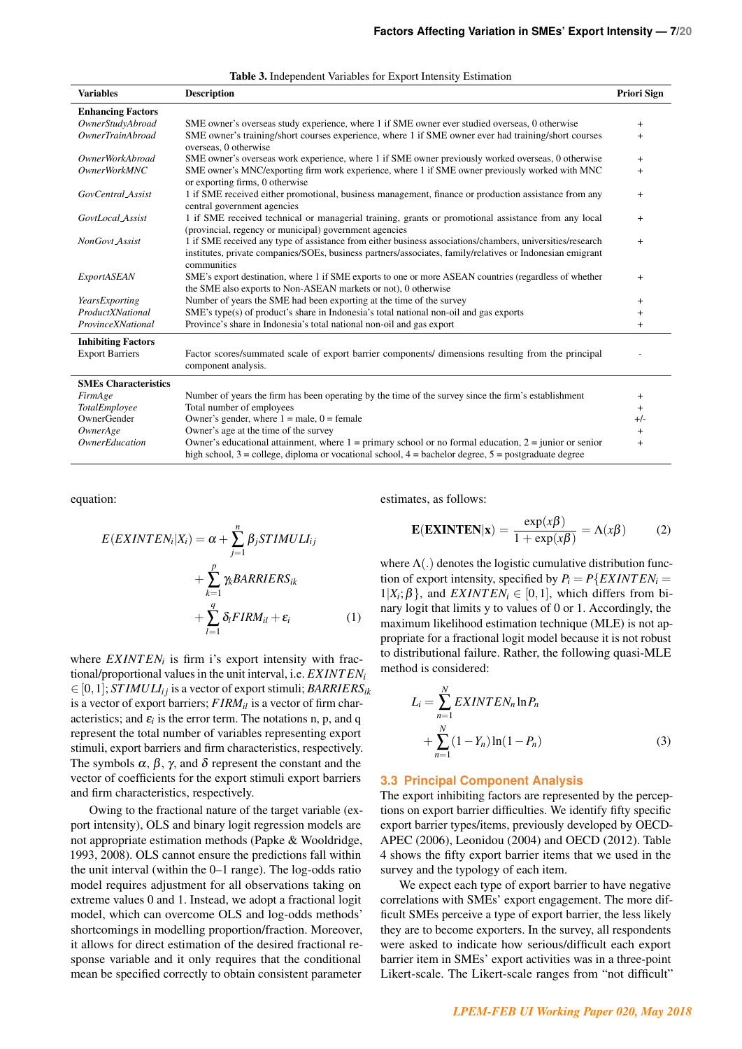Table 3. Independent Variables for Export Intensity Estimation

| Variables | Description | Priori Sign |
|---|---|---|
| **Enhancing Factors** | | |
| *OwnerStudyAbroad* | SME owner's overseas study experience, where 1 if SME owner ever studied overseas, 0 otherwise | + |
| *OwnerTrainAbroad* | SME owner's training/short courses experience, where 1 if SME owner ever had training/short courses overseas, 0 otherwise | + |
| *OwnerWorkAbroad* | SME owner's overseas work experience, where 1 if SME owner previously worked overseas, 0 otherwise | + |
| *OwnerWorkMNC* | SME owner's MNC/exporting firm work experience, where 1 if SME owner previously worked with MNC or exporting firms, 0 otherwise | + |
| *GovCentral_Assist* | 1 if SME received either promotional, business management, finance or production assistance from any central government agencies | + |
| *GovtLocal_Assist* | 1 if SME received technical or managerial training, grants or promotional assistance from any local (provincial, regency or municipal) government agencies | + |
| *NonGovt_Assist* | 1 if SME received any type of assistance from either business associations/chambers, universities/research institutes, private companies/SOEs, business partners/associates, family/relatives or Indonesian emigrant communities | + |
| *ExportASEAN* | SME's export destination, where 1 if SME exports to one or more ASEAN countries (regardless of whether the SME also exports to Non-ASEAN markets or not), 0 otherwise | + |
| *YearsExporting* | Number of years the SME had been exporting at the time of the survey | + |
| *ProductXNational* | SME's type(s) of product's share in Indonesia's total national non-oil and gas exports | + |
| *ProvinceXNational* | Province's share in Indonesia's total national non-oil and gas export | + |
| **Inhibiting Factors** | | |
| Export Barriers | Factor scores/summated scale of export barrier components/ dimensions resulting from the principal component analysis. | - |
| **SMEs Characteristics** | | |
| *FirmAge* | Number of years the firm has been operating by the time of the survey since the firm's establishment | + |
| *TotalEmployee* | Total number of employees | + |
| OwnerGender | Owner's gender, where 1 = male, 0 = female | +/- |
| *OwnerAge* | Owner's age at the time of the survey | + |
| *OwnerEducation* | Owner's educational attainment, where 1 = primary school or no formal education, 2 = junior or senior high school, 3 = college, diploma or vocational school, 4 = bachelor degree, 5 = postgraduate degree | + |

equation:

$$E(EXINTEN_i|X_i) = \alpha + \sum_{j=1}^{n} \beta_j STIMULI_{ij} + \sum_{k=1}^{p} \gamma_k BARRIERS_{ik} + \sum_{l=1}^{q} \delta_l FIRM_{il} + \varepsilon_i \tag{1}$$

where $EXINTEN_i$ is firm i's export intensity with fractional/proportional values in the unit interval, i.e. $EXINTEN_i \in [0,1]$; $STIMULI_{ij}$ is a vector of export stimuli; $BARRIERS_{ik}$ is a vector of export barriers; $FIRM_{il}$ is a vector of firm characteristics; and $\varepsilon_i$ is the error term. The notations n, p, and q represent the total number of variables representing export stimuli, export barriers and firm characteristics, respectively. The symbols $\alpha$, $\beta$, $\gamma$, and $\delta$ represent the constant and the vector of coefficients for the export stimuli export barriers and firm characteristics, respectively.

Owing to the fractional nature of the target variable (export intensity), OLS and binary logit regression models are not appropriate estimation methods (Papke & Wooldridge, 1993, 2008). OLS cannot ensure the predictions fall within the unit interval (within the 0–1 range). The log-odds ratio model requires adjustment for all observations taking on extreme values 0 and 1. Instead, we adopt a fractional logit model, which can overcome OLS and log-odds methods' shortcomings in modelling proportion/fraction. Moreover, it allows for direct estimation of the desired fractional response variable and it only requires that the conditional mean be specified correctly to obtain consistent parameter estimates, as follows:

$$\mathbf{E}(\mathbf{EXINTEN}|\mathbf{x}) = \frac{\exp(x\beta)}{1+\exp(x\beta)} = \Lambda(x\beta) \tag{2}$$

where $\Lambda(.)$ denotes the logistic cumulative distribution function of export intensity, specified by $P_i = P\{EXINTEN_i = 1|X_i;\beta\}$, and $EXINTEN_i \in [0,1]$, which differs from binary logit that limits y to values of 0 or 1. Accordingly, the maximum likelihood estimation technique (MLE) is not appropriate for a fractional logit model because it is not robust to distributional failure. Rather, the following quasi-MLE method is considered:

$$L_i = \sum_{n=1}^{N} EXINTEN_n \ln P_n + \sum_{n=1}^{N} (1-Y_n)\ln(1-P_n) \tag{3}$$

### 3.3 Principal Component Analysis

The export inhibiting factors are represented by the perceptions on export barrier difficulties. We identify fifty specific export barrier types/items, previously developed by OECD-APEC (2006), Leonidou (2004) and OECD (2012). Table 4 shows the fifty export barrier items that we used in the survey and the typology of each item.

We expect each type of export barrier to have negative correlations with SMEs' export engagement. The more difficult SMEs perceive a type of export barrier, the less likely they are to become exporters. In the survey, all respondents were asked to indicate how serious/difficult each export barrier item in SMEs' export activities was in a three-point Likert-scale. The Likert-scale ranges from "not difficult"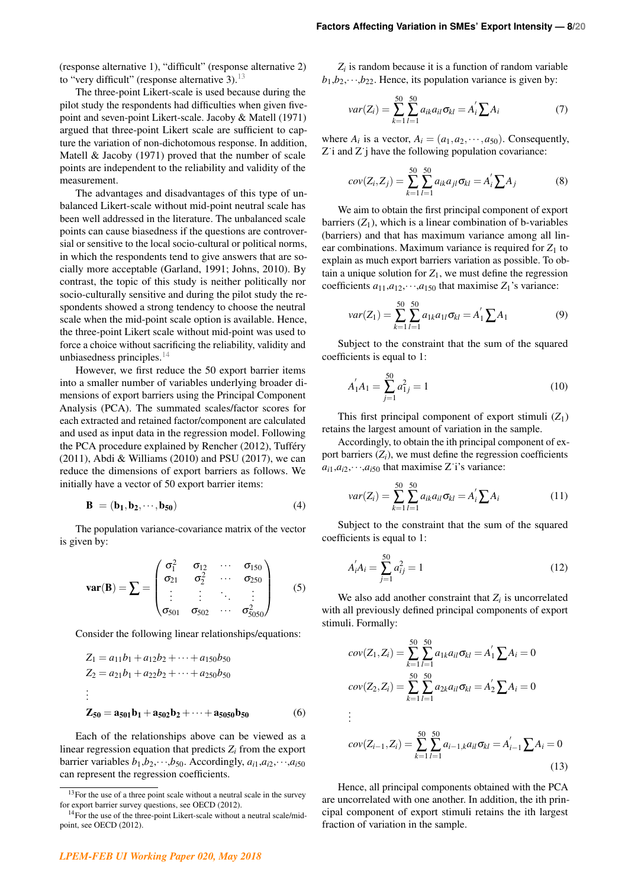(response alternative 1), "difficult" (response alternative 2) to "very difficult" (response alternative 3).[13]

The three-point Likert-scale is used because during the pilot study the respondents had difficulties when given five-point and seven-point Likert-scale. Jacoby & Matell (1971) argued that three-point Likert scale are sufficient to capture the variation of non-dichotomous response. In addition, Matell & Jacoby (1971) proved that the number of scale points are independent to the reliability and validity of the measurement.

The advantages and disadvantages of this type of unbalanced Likert-scale without mid-point neutral scale has been well addressed in the literature. The unbalanced scale points can cause biasedness if the questions are controversial or sensitive to the local socio-cultural or political norms, in which the respondents tend to give answers that are socially more acceptable (Garland, 1991; Johns, 2010). By contrast, the topic of this study is neither politically nor socio-culturally sensitive and during the pilot study the respondents showed a strong tendency to choose the neutral scale when the mid-point scale option is available. Hence, the three-point Likert scale without mid-point was used to force a choice without sacrificing the reliability, validity and unbiasedness principles.[14]

However, we first reduce the 50 export barrier items into a smaller number of variables underlying broader dimensions of export barriers using the Principal Component Analysis (PCA). The summated scales/factor scores for each extracted and retained factor/component are calculated and used as input data in the regression model. Following the PCA procedure explained by Rencher (2012), Tufféry (2011), Abdi & Williams (2010) and PSU (2017), we can reduce the dimensions of export barriers as follows. We initially have a vector of 50 export barrier items:

$$\mathbf{B} = (\mathbf{b_1}, \mathbf{b_2}, \cdots, \mathbf{b_{50}}) \tag{4}$$

The population variance-covariance matrix of the vector is given by:

$$\mathbf{var}(\mathbf{B}) = \sum = \begin{pmatrix} \sigma_1^2 & \sigma_{12} & \cdots & \sigma_{150} \\ \sigma_{21} & \sigma_2^2 & \cdots & \sigma_{250} \\ \vdots & \vdots & \ddots & \vdots \\ \sigma_{501} & \sigma_{502} & \cdots & \sigma_{5050}^2 \end{pmatrix} \tag{5}$$

Consider the following linear relationships/equations:

$$\begin{aligned} Z_1 &= a_{11}b_1 + a_{12}b_2 + \cdots + a_{150}b_{50} \\ Z_2 &= a_{21}b_1 + a_{22}b_2 + \cdots + a_{250}b_{50} \\ &\vdots \\ \mathbf{Z_{50}} &= \mathbf{a_{501}b_1} + \mathbf{a_{502}b_2} + \cdots + \mathbf{a_{5050}b_{50}} \end{aligned} \tag{6}$$

Each of the relationships above can be viewed as a linear regression equation that predicts $Z_i$ from the export barrier variables $b_1, b_2, \cdots, b_{50}$. Accordingly, $a_{i1}, a_{i2}, \cdots, a_{i50}$ can represent the regression coefficients.

$Z_i$ is random because it is a function of random variable $b_1, b_2, \cdots, b_{22}$. Hence, its population variance is given by:

$$var(Z_i) = \sum_{k=1}^{50} \sum_{l=1}^{50} a_{ik} a_{il} \sigma_{kl} = A_i^{'} \sum A_i \tag{7}$$

where $A_i$ is a vector, $A_i = (a_1, a_2, \cdots, a_{50})$. Consequently, Z˙i and Z˙j have the following population covariance:

$$cov(Z_i, Z_j) = \sum_{k=1}^{50} \sum_{l=1}^{50} a_{ik} a_{jl} \sigma_{kl} = A_i^{'} \sum A_j \tag{8}$$

We aim to obtain the first principal component of export barriers ($Z_1$), which is a linear combination of b-variables (barriers) and that has maximum variance among all linear combinations. Maximum variance is required for $Z_1$ to explain as much export barriers variation as possible. To obtain a unique solution for $Z_1$, we must define the regression coefficients $a_{11}, a_{12}, \cdots, a_{150}$ that maximise $Z_1$'s variance:

$$var(Z_1) = \sum_{k=1}^{50} \sum_{l=1}^{50} a_{1k} a_{1l} \sigma_{kl} = A_1^{'} \sum A_1 \tag{9}$$

Subject to the constraint that the sum of the squared coefficients is equal to 1:

$$A_1^{'} A_1 = \sum_{j=1}^{50} a_{1j}^2 = 1 \tag{10}$$

This first principal component of export stimuli ($Z_1$) retains the largest amount of variation in the sample.

Accordingly, to obtain the ith principal component of export barriers ($Z_i$), we must define the regression coefficients $a_{i1}, a_{i2}, \cdots, a_{i50}$ that maximise Z˙i's variance:

$$var(Z_i) = \sum_{k=1}^{50} \sum_{l=1}^{50} a_{ik} a_{il} \sigma_{kl} = A_i^{'} \sum A_i \tag{11}$$

Subject to the constraint that the sum of the squared coefficients is equal to 1:

$$A_i^{'} A_i = \sum_{j=1}^{50} a_{ij}^2 = 1 \tag{12}$$

We also add another constraint that $Z_i$ is uncorrelated with all previously defined principal components of export stimuli. Formally:

$$\begin{aligned} cov(Z_1, Z_i) &= \sum_{k=1}^{50} \sum_{l=1}^{50} a_{1k} a_{il} \sigma_{kl} = A_1^{'} \sum A_i = 0 \\ cov(Z_2, Z_i) &= \sum_{k=1}^{50} \sum_{l=1}^{50} a_{2k} a_{il} \sigma_{kl} = A_2^{'} \sum A_i = 0 \\ &\vdots \\ cov(Z_{i-1}, Z_i) &= \sum_{k=1}^{50} \sum_{l=1}^{50} a_{i-1,k} a_{il} \sigma_{kl} = A_{i-1}^{'} \sum A_i = 0 \end{aligned} \tag{13}$$

Hence, all principal components obtained with the PCA are uncorrelated with one another. In addition, the ith principal component of export stimuli retains the ith largest fraction of variation in the sample.

[13] For the use of a three point scale without a neutral scale in the survey for export barrier survey questions, see OECD (2012).

[14] For the use of the three-point Likert-scale without a neutral scale/mid-point, see OECD (2012).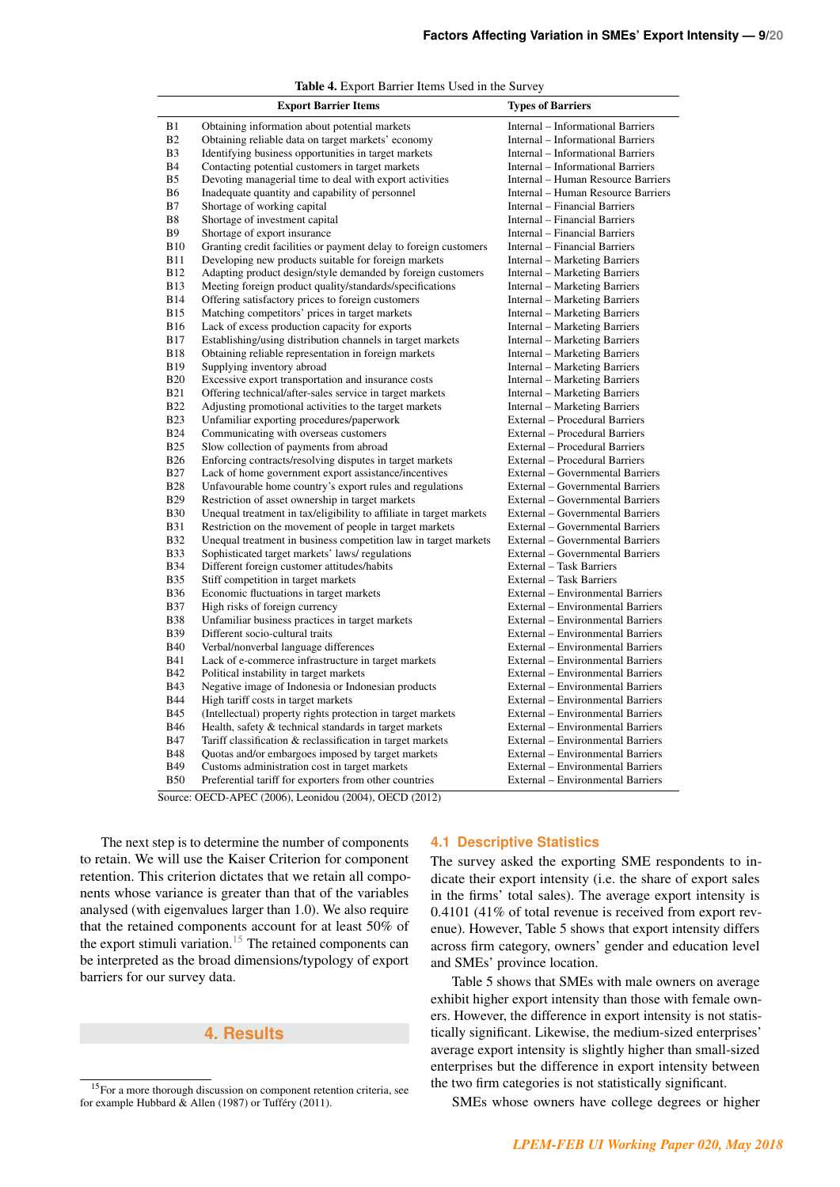**Table 4.** Export Barrier Items Used in the Survey

| | Export Barrier Items | Types of Barriers |
|---|---|---|
| B1 | Obtaining information about potential markets | Internal – Informational Barriers |
| B2 | Obtaining reliable data on target markets' economy | Internal – Informational Barriers |
| B3 | Identifying business opportunities in target markets | Internal – Informational Barriers |
| B4 | Contacting potential customers in target markets | Internal – Informational Barriers |
| B5 | Devoting managerial time to deal with export activities | Internal – Human Resource Barriers |
| B6 | Inadequate quantity and capability of personnel | Internal – Human Resource Barriers |
| B7 | Shortage of working capital | Internal – Financial Barriers |
| B8 | Shortage of investment capital | Internal – Financial Barriers |
| B9 | Shortage of export insurance | Internal – Financial Barriers |
| B10 | Granting credit facilities or payment delay to foreign customers | Internal – Financial Barriers |
| B11 | Developing new products suitable for foreign markets | Internal – Marketing Barriers |
| B12 | Adapting product design/style demanded by foreign customers | Internal – Marketing Barriers |
| B13 | Meeting foreign product quality/standards/specifications | Internal – Marketing Barriers |
| B14 | Offering satisfactory prices to foreign customers | Internal – Marketing Barriers |
| B15 | Matching competitors' prices in target markets | Internal – Marketing Barriers |
| B16 | Lack of excess production capacity for exports | Internal – Marketing Barriers |
| B17 | Establishing/using distribution channels in target markets | Internal – Marketing Barriers |
| B18 | Obtaining reliable representation in foreign markets | Internal – Marketing Barriers |
| B19 | Supplying inventory abroad | Internal – Marketing Barriers |
| B20 | Excessive export transportation and insurance costs | Internal – Marketing Barriers |
| B21 | Offering technical/after-sales service in target markets | Internal – Marketing Barriers |
| B22 | Adjusting promotional activities to the target markets | Internal – Marketing Barriers |
| B23 | Unfamiliar exporting procedures/paperwork | External – Procedural Barriers |
| B24 | Communicating with overseas customers | External – Procedural Barriers |
| B25 | Slow collection of payments from abroad | External – Procedural Barriers |
| B26 | Enforcing contracts/resolving disputes in target markets | External – Procedural Barriers |
| B27 | Lack of home government export assistance/incentives | External – Governmental Barriers |
| B28 | Unfavourable home country's export rules and regulations | External – Governmental Barriers |
| B29 | Restriction of asset ownership in target markets | External – Governmental Barriers |
| B30 | Unequal treatment in tax/eligibility to affiliate in target markets | External – Governmental Barriers |
| B31 | Restriction on the movement of people in target markets | External – Governmental Barriers |
| B32 | Unequal treatment in business competition law in target markets | External – Governmental Barriers |
| B33 | Sophisticated target markets' laws/ regulations | External – Governmental Barriers |
| B34 | Different foreign customer attitudes/habits | External – Task Barriers |
| B35 | Stiff competition in target markets | External – Task Barriers |
| B36 | Economic fluctuations in target markets | External – Environmental Barriers |
| B37 | High risks of foreign currency | External – Environmental Barriers |
| B38 | Unfamiliar business practices in target markets | External – Environmental Barriers |
| B39 | Different socio-cultural traits | External – Environmental Barriers |
| B40 | Verbal/nonverbal language differences | External – Environmental Barriers |
| B41 | Lack of e-commerce infrastructure in target markets | External – Environmental Barriers |
| B42 | Political instability in target markets | External – Environmental Barriers |
| B43 | Negative image of Indonesia or Indonesian products | External – Environmental Barriers |
| B44 | High tariff costs in target markets | External – Environmental Barriers |
| B45 | (Intellectual) property rights protection in target markets | External – Environmental Barriers |
| B46 | Health, safety & technical standards in target markets | External – Environmental Barriers |
| B47 | Tariff classification & reclassification in target markets | External – Environmental Barriers |
| B48 | Quotas and/or embargoes imposed by target markets | External – Environmental Barriers |
| B49 | Customs administration cost in target markets | External – Environmental Barriers |
| B50 | Preferential tariff for exporters from other countries | External – Environmental Barriers |

Source: OECD-APEC (2006), Leonidou (2004), OECD (2012)

The next step is to determine the number of components to retain. We will use the Kaiser Criterion for component retention. This criterion dictates that we retain all components whose variance is greater than that of the variables analysed (with eigenvalues larger than 1.0). We also require that the retained components account for at least 50% of the export stimuli variation.[15] The retained components can be interpreted as the broad dimensions/typology of export barriers for our survey data.

## 4. Results

### 4.1 Descriptive Statistics

The survey asked the exporting SME respondents to indicate their export intensity (i.e. the share of export sales in the firms' total sales). The average export intensity is 0.4101 (41% of total revenue is received from export revenue). However, Table 5 shows that export intensity differs across firm category, owners' gender and education level and SMEs' province location.

Table 5 shows that SMEs with male owners on average exhibit higher export intensity than those with female owners. However, the difference in export intensity is not statistically significant. Likewise, the medium-sized enterprises' average export intensity is slightly higher than small-sized enterprises but the difference in export intensity between the two firm categories is not statistically significant.

SMEs whose owners have college degrees or higher

[15] For a more thorough discussion on component retention criteria, see for example Hubbard & Allen (1987) or Tufféry (2011).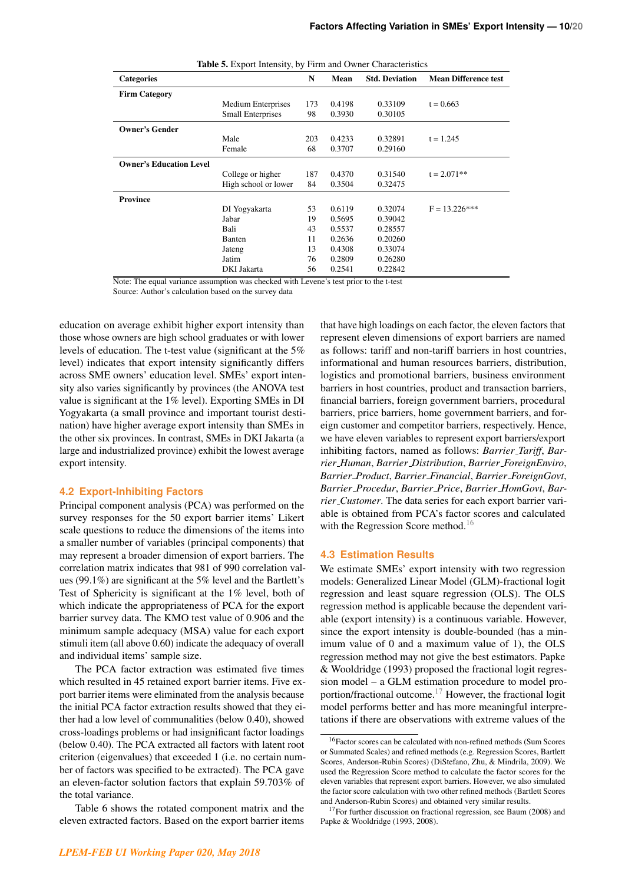**Table 5.** Export Intensity, by Firm and Owner Characteristics

| Categories | | N | Mean | Std. Deviation | Mean Difference test |
|---|---|---|---|---|---|
| **Firm Category** | | | | | |
| | Medium Enterprises | 173 | 0.4198 | 0.33109 | t = 0.663 |
| | Small Enterprises | 98 | 0.3930 | 0.30105 | |
| **Owner's Gender** | | | | | |
| | Male | 203 | 0.4233 | 0.32891 | t = 1.245 |
| | Female | 68 | 0.3707 | 0.29160 | |
| **Owner's Education Level** | | | | | |
| | College or higher | 187 | 0.4370 | 0.31540 | t = 2.071** |
| | High school or lower | 84 | 0.3504 | 0.32475 | |
| **Province** | | | | | |
| | DI Yogyakarta | 53 | 0.6119 | 0.32074 | F = 13.226*** |
| | Jabar | 19 | 0.5695 | 0.39042 | |
| | Bali | 43 | 0.5537 | 0.28557 | |
| | Banten | 11 | 0.2636 | 0.20260 | |
| | Jateng | 13 | 0.4308 | 0.33074 | |
| | Jatim | 76 | 0.2809 | 0.26280 | |
| | DKI Jakarta | 56 | 0.2541 | 0.22842 | |

Note: The equal variance assumption was checked with Levene's test prior to the t-test
Source: Author's calculation based on the survey data

education on average exhibit higher export intensity than those whose owners are high school graduates or with lower levels of education. The t-test value (significant at the 5% level) indicates that export intensity significantly differs across SME owners' education level. SMEs' export intensity also varies significantly by provinces (the ANOVA test value is significant at the 1% level). Exporting SMEs in DI Yogyakarta (a small province and important tourist destination) have higher average export intensity than SMEs in the other six provinces. In contrast, SMEs in DKI Jakarta (a large and industrialized province) exhibit the lowest average export intensity.

### 4.2 Export-Inhibiting Factors

Principal component analysis (PCA) was performed on the survey responses for the 50 export barrier items' Likert scale questions to reduce the dimensions of the items into a smaller number of variables (principal components) that may represent a broader dimension of export barriers. The correlation matrix indicates that 981 of 990 correlation values (99.1%) are significant at the 5% level and the Bartlett's Test of Sphericity is significant at the 1% level, both of which indicate the appropriateness of PCA for the export barrier survey data. The KMO test value of 0.906 and the minimum sample adequacy (MSA) value for each export stimuli item (all above 0.60) indicate the adequacy of overall and individual items' sample size.

The PCA factor extraction was estimated five times which resulted in 45 retained export barrier items. Five export barrier items were eliminated from the analysis because the initial PCA factor extraction results showed that they either had a low level of communalities (below 0.40), showed cross-loadings problems or had insignificant factor loadings (below 0.40). The PCA extracted all factors with latent root criterion (eigenvalues) that exceeded 1 (i.e. no certain number of factors was specified to be extracted). The PCA gave an eleven-factor solution factors that explain 59.703% of the total variance.

Table 6 shows the rotated component matrix and the eleven extracted factors. Based on the export barrier items that have high loadings on each factor, the eleven factors that represent eleven dimensions of export barriers are named as follows: tariff and non-tariff barriers in host countries, informational and human resources barriers, distribution, logistics and promotional barriers, business environment barriers in host countries, product and transaction barriers, financial barriers, foreign government barriers, procedural barriers, price barriers, home government barriers, and foreign customer and competitor barriers, respectively. Hence, we have eleven variables to represent export barriers/export inhibiting factors, named as follows: *Barrier_Tariff*, *Barrier_Human*, *Barrier_Distribution*, *Barrier_ForeignEnviro*, *Barrier_Product*, *Barrier_Financial*, *Barrier_ForeignGovt*, *Barrier_Procedur*, *Barrier_Price*, *Barrier_HomGovt*, *Barrier_Customer*. The data series for each export barrier variable is obtained from PCA's factor scores and calculated with the Regression Score method.[16]

### 4.3 Estimation Results

We estimate SMEs' export intensity with two regression models: Generalized Linear Model (GLM)-fractional logit regression and least square regression (OLS). The OLS regression method is applicable because the dependent variable (export intensity) is a continuous variable. However, since the export intensity is double-bounded (has a minimum value of 0 and a maximum value of 1), the OLS regression method may not give the best estimators. Papke & Wooldridge (1993) proposed the fractional logit regression model – a GLM estimation procedure to model proportion/fractional outcome.[17] However, the fractional logit model performs better and has more meaningful interpretations if there are observations with extreme values of the

[16] Factor scores can be calculated with non-refined methods (Sum Scores or Summated Scales) and refined methods (e.g. Regression Scores, Bartlett Scores, Anderson-Rubin Scores) (DiStefano, Zhu, & Mindrila, 2009). We used the Regression Score method to calculate the factor scores for the eleven variables that represent export barriers. However, we also simulated the factor score calculation with two other refined methods (Bartlett Scores and Anderson-Rubin Scores) and obtained very similar results.

[17] For further discussion on fractional regression, see Baum (2008) and Papke & Wooldridge (1993, 2008).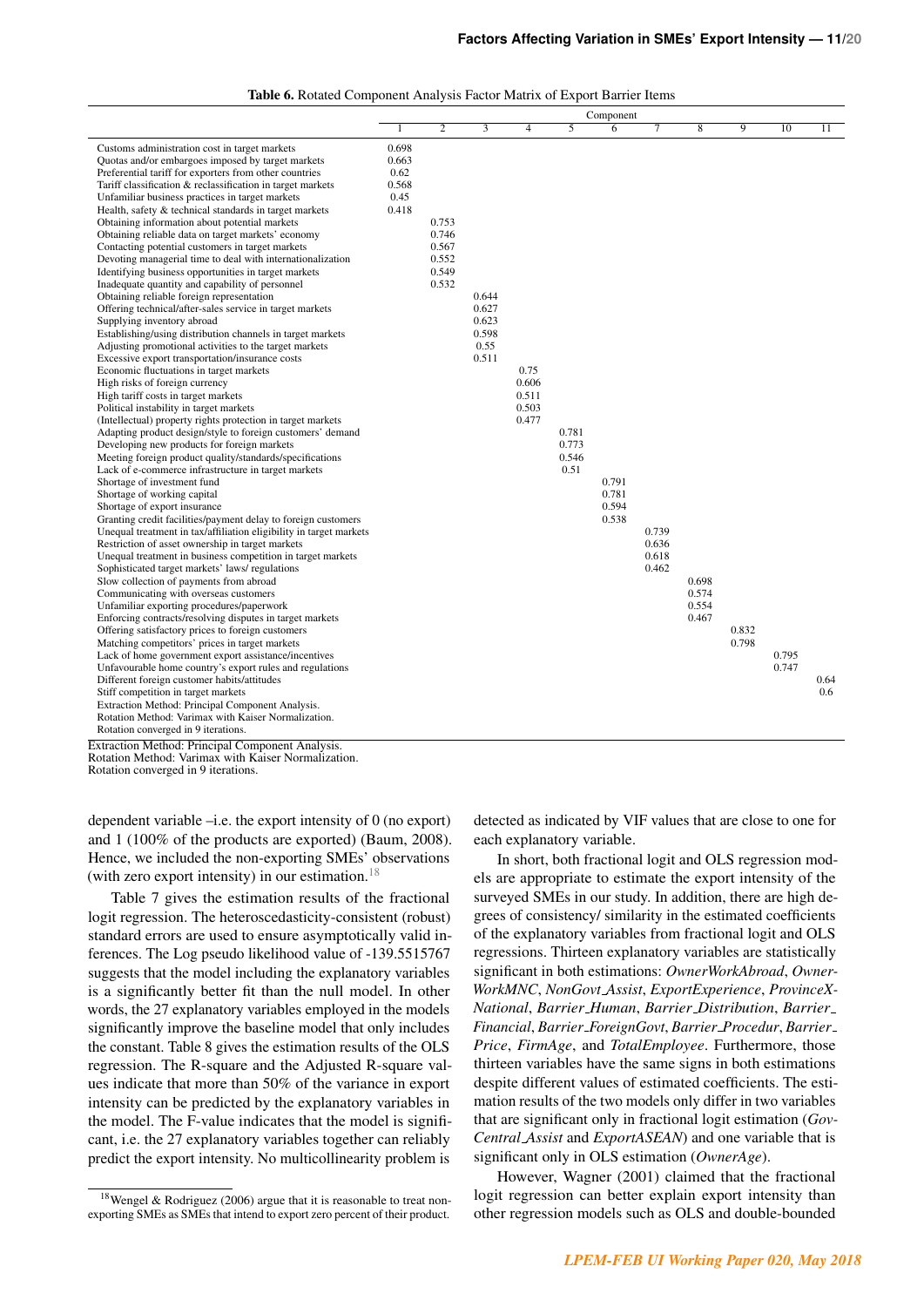**Table 6.** Rotated Component Analysis Factor Matrix of Export Barrier Items

| | Component | | | | | | | | | | |
|---|---|---|---|---|---|---|---|---|---|---|---|
| | 1 | 2 | 3 | 4 | 5 | 6 | 7 | 8 | 9 | 10 | 11 |
| Customs administration cost in target markets | 0.698 | | | | | | | | | | |
| Quotas and/or embargoes imposed by target markets | 0.663 | | | | | | | | | | |
| Preferential tariff for exporters from other countries | 0.62 | | | | | | | | | | |
| Tariff classification & reclassification in target markets | 0.568 | | | | | | | | | | |
| Unfamiliar business practices in target markets | 0.45 | | | | | | | | | | |
| Health, safety & technical standards in target markets | 0.418 | | | | | | | | | | |
| Obtaining information about potential markets | | 0.753 | | | | | | | | | |
| Obtaining reliable data on target markets' economy | | 0.746 | | | | | | | | | |
| Contacting potential customers in target markets | | 0.567 | | | | | | | | | |
| Devoting managerial time to deal with internationalization | | 0.552 | | | | | | | | | |
| Identifying business opportunities in target markets | | 0.549 | | | | | | | | | |
| Inadequate quantity and capability of personnel | | 0.532 | | | | | | | | | |
| Obtaining reliable foreign representation | | | 0.644 | | | | | | | | |
| Offering technical/after-sales service in target markets | | | 0.627 | | | | | | | | |
| Supplying inventory abroad | | | 0.623 | | | | | | | | |
| Establishing/using distribution channels in target markets | | | 0.598 | | | | | | | | |
| Adjusting promotional activities to the target markets | | | 0.55 | | | | | | | | |
| Excessive export transportation/insurance costs | | | 0.511 | | | | | | | | |
| Economic fluctuations in target markets | | | | 0.75 | | | | | | | |
| High risks of foreign currency | | | | 0.606 | | | | | | | |
| High tariff costs in target markets | | | | 0.511 | | | | | | | |
| Political instability in target markets | | | | 0.503 | | | | | | | |
| (Intellectual) property rights protection in target markets | | | | 0.477 | | | | | | | |
| Adapting product design/style to foreign customers' demand | | | | | 0.781 | | | | | | |
| Developing new products for foreign markets | | | | | 0.773 | | | | | | |
| Meeting foreign product quality/standards/specifications | | | | | 0.546 | | | | | | |
| Lack of e-commerce infrastructure in target markets | | | | | 0.51 | | | | | | |
| Shortage of investment fund | | | | | | 0.791 | | | | | |
| Shortage of working capital | | | | | | 0.781 | | | | | |
| Shortage of export insurance | | | | | | 0.594 | | | | | |
| Granting credit facilities/payment delay to foreign customers | | | | | | 0.538 | | | | | |
| Unequal treatment in tax/affiliation eligibility in target markets | | | | | | | 0.739 | | | | |
| Restriction of asset ownership in target markets | | | | | | | 0.636 | | | | |
| Unequal treatment in business competition in target markets | | | | | | | 0.618 | | | | |
| Sophisticated target markets' laws/ regulations | | | | | | | 0.462 | | | | |
| Slow collection of payments from abroad | | | | | | | | 0.698 | | | |
| Communicating with overseas customers | | | | | | | | 0.574 | | | |
| Unfamiliar exporting procedures/paperwork | | | | | | | | 0.554 | | | |
| Enforcing contracts/resolving disputes in target markets | | | | | | | | 0.467 | | | |
| Offering satisfactory prices to foreign customers | | | | | | | | | 0.832 | | |
| Matching competitors' prices in target markets | | | | | | | | | 0.798 | | |
| Lack of home government export assistance/incentives | | | | | | | | | | 0.795 | |
| Unfavourable home country's export rules and regulations | | | | | | | | | | 0.747 | |
| Different foreign customer habits/attitudes | | | | | | | | | | | 0.64 |
| Stiff competition in target markets | | | | | | | | | | | 0.6 |
| Extraction Method: Principal Component Analysis. | | | | | | | | | | | |
| Rotation Method: Varimax with Kaiser Normalization. | | | | | | | | | | | |
| Rotation converged in 9 iterations. | | | | | | | | | | | |

Extraction Method: Principal Component Analysis.
Rotation Method: Varimax with Kaiser Normalization.
Rotation converged in 9 iterations.

dependent variable –i.e. the export intensity of 0 (no export) and 1 (100% of the products are exported) (Baum, 2008). Hence, we included the non-exporting SMEs' observations (with zero export intensity) in our estimation.[18]

Table 7 gives the estimation results of the fractional logit regression. The heteroscedasticity-consistent (robust) standard errors are used to ensure asymptotically valid inferences. The Log pseudo likelihood value of -139.5515767 suggests that the model including the explanatory variables is a significantly better fit than the null model. In other words, the 27 explanatory variables employed in the models significantly improve the baseline model that only includes the constant. Table 8 gives the estimation results of the OLS regression. The R-square and the Adjusted R-square values indicate that more than 50% of the variance in export intensity can be predicted by the explanatory variables in the model. The F-value indicates that the model is significant, i.e. the 27 explanatory variables together can reliably predict the export intensity. No multicollinearity problem is detected as indicated by VIF values that are close to one for each explanatory variable.

In short, both fractional logit and OLS regression models are appropriate to estimate the export intensity of the surveyed SMEs in our study. In addition, there are high degrees of consistency/ similarity in the estimated coefficients of the explanatory variables from fractional logit and OLS regressions. Thirteen explanatory variables are statistically significant in both estimations: *OwnerWorkAbroad*, *OwnerWorkMNC*, *NonGovt_Assist*, *ExportExperience*, *ProvinceX-National*, *Barrier_Human*, *Barrier_Distribution*, *Barrier_Financial*, *Barrier_ForeignGovt*, *Barrier_Procedur*, *Barrier_Price*, *FirmAge*, and *TotalEmployee*. Furthermore, those thirteen variables have the same signs in both estimations despite different values of estimated coefficients. The estimation results of the two models only differ in two variables that are significant only in fractional logit estimation (*Gov-Central_Assist* and *ExportASEAN*) and one variable that is significant only in OLS estimation (*OwnerAge*).

However, Wagner (2001) claimed that the fractional logit regression can better explain export intensity than other regression models such as OLS and double-bounded

[18] Wengel & Rodriguez (2006) argue that it is reasonable to treat non-exporting SMEs as SMEs that intend to export zero percent of their product.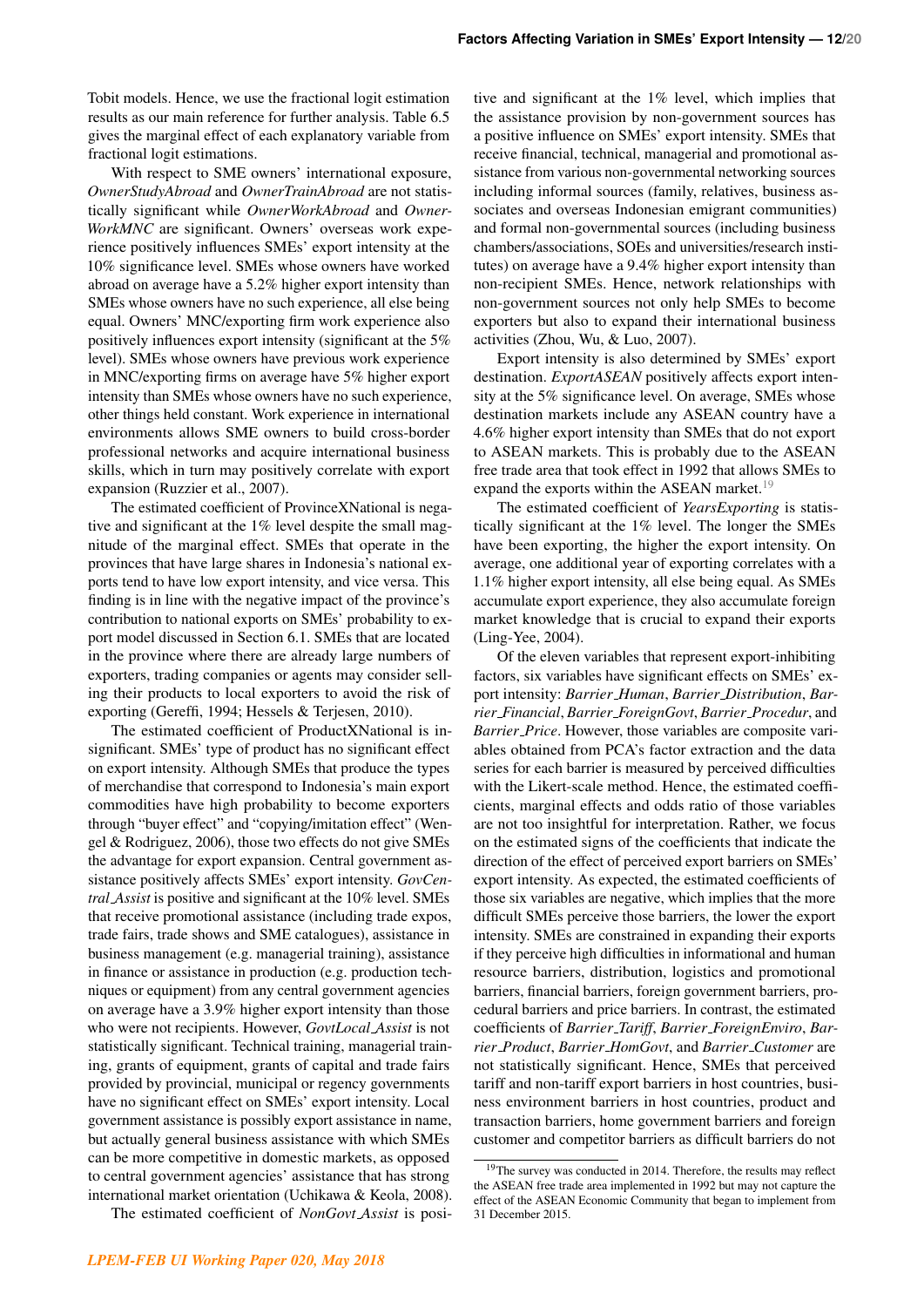Tobit models. Hence, we use the fractional logit estimation results as our main reference for further analysis. Table 6.5 gives the marginal effect of each explanatory variable from fractional logit estimations.

With respect to SME owners' international exposure, *OwnerStudyAbroad* and *OwnerTrainAbroad* are not statistically significant while *OwnerWorkAbroad* and *OwnerWorkMNC* are significant. Owners' overseas work experience positively influences SMEs' export intensity at the 10% significance level. SMEs whose owners have worked abroad on average have a 5.2% higher export intensity than SMEs whose owners have no such experience, all else being equal. Owners' MNC/exporting firm work experience also positively influences export intensity (significant at the 5% level). SMEs whose owners have previous work experience in MNC/exporting firms on average have 5% higher export intensity than SMEs whose owners have no such experience, other things held constant. Work experience in international environments allows SME owners to build cross-border professional networks and acquire international business skills, which in turn may positively correlate with export expansion (Ruzzier et al., 2007).

The estimated coefficient of ProvinceXNational is negative and significant at the 1% level despite the small magnitude of the marginal effect. SMEs that operate in the provinces that have large shares in Indonesia's national exports tend to have low export intensity, and vice versa. This finding is in line with the negative impact of the province's contribution to national exports on SMEs' probability to export model discussed in Section 6.1. SMEs that are located in the province where there are already large numbers of exporters, trading companies or agents may consider selling their products to local exporters to avoid the risk of exporting (Gereffi, 1994; Hessels & Terjesen, 2010).

The estimated coefficient of ProductXNational is insignificant. SMEs' type of product has no significant effect on export intensity. Although SMEs that produce the types of merchandise that correspond to Indonesia's main export commodities have high probability to become exporters through "buyer effect" and "copying/imitation effect" (Wengel & Rodriguez, 2006), those two effects do not give SMEs the advantage for export expansion. Central government assistance positively affects SMEs' export intensity. *GovCentral_Assist* is positive and significant at the 10% level. SMEs that receive promotional assistance (including trade expos, trade fairs, trade shows and SME catalogues), assistance in business management (e.g. managerial training), assistance in finance or assistance in production (e.g. production techniques or equipment) from any central government agencies on average have a 3.9% higher export intensity than those who were not recipients. However, *GovtLocal_Assist* is not statistically significant. Technical training, managerial training, grants of equipment, grants of capital and trade fairs provided by provincial, municipal or regency governments have no significant effect on SMEs' export intensity. Local government assistance is possibly export assistance in name, but actually general business assistance with which SMEs can be more competitive in domestic markets, as opposed to central government agencies' assistance that has strong international market orientation (Uchikawa & Keola, 2008).

The estimated coefficient of *NonGovt_Assist* is positive and significant at the 1% level, which implies that the assistance provision by non-government sources has a positive influence on SMEs' export intensity. SMEs that receive financial, technical, managerial and promotional assistance from various non-governmental networking sources including informal sources (family, relatives, business associates and overseas Indonesian emigrant communities) and formal non-governmental sources (including business chambers/associations, SOEs and universities/research institutes) on average have a 9.4% higher export intensity than non-recipient SMEs. Hence, network relationships with non-government sources not only help SMEs to become exporters but also to expand their international business activities (Zhou, Wu, & Luo, 2007).

Export intensity is also determined by SMEs' export destination. *ExportASEAN* positively affects export intensity at the 5% significance level. On average, SMEs whose destination markets include any ASEAN country have a 4.6% higher export intensity than SMEs that do not export to ASEAN markets. This is probably due to the ASEAN free trade area that took effect in 1992 that allows SMEs to expand the exports within the ASEAN market.[19]

The estimated coefficient of *YearsExporting* is statistically significant at the 1% level. The longer the SMEs have been exporting, the higher the export intensity. On average, one additional year of exporting correlates with a 1.1% higher export intensity, all else being equal. As SMEs accumulate export experience, they also accumulate foreign market knowledge that is crucial to expand their exports (Ling-Yee, 2004).

Of the eleven variables that represent export-inhibiting factors, six variables have significant effects on SMEs' export intensity: *Barrier_Human*, *Barrier_Distribution*, *Barrier_Financial*, *Barrier_ForeignGovt*, *Barrier_Procedur*, and *Barrier_Price*. However, those variables are composite variables obtained from PCA's factor extraction and the data series for each barrier is measured by perceived difficulties with the Likert-scale method. Hence, the estimated coefficients, marginal effects and odds ratio of those variables are not too insightful for interpretation. Rather, we focus on the estimated signs of the coefficients that indicate the direction of the effect of perceived export barriers on SMEs' export intensity. As expected, the estimated coefficients of those six variables are negative, which implies that the more difficult SMEs perceive those barriers, the lower the export intensity. SMEs are constrained in expanding their exports if they perceive high difficulties in informational and human resource barriers, distribution, logistics and promotional barriers, financial barriers, foreign government barriers, procedural barriers and price barriers. In contrast, the estimated coefficients of *Barrier_Tariff*, *Barrier_ForeignEnviro*, *Barrier_Product*, *Barrier_HomGovt*, and *Barrier_Customer* are not statistically significant. Hence, SMEs that perceived tariff and non-tariff export barriers in host countries, business environment barriers in host countries, product and transaction barriers, home government barriers and foreign customer and competitor barriers as difficult barriers do not

[19] The survey was conducted in 2014. Therefore, the results may reflect the ASEAN free trade area implemented in 1992 but may not capture the effect of the ASEAN Economic Community that began to implement from 31 December 2015.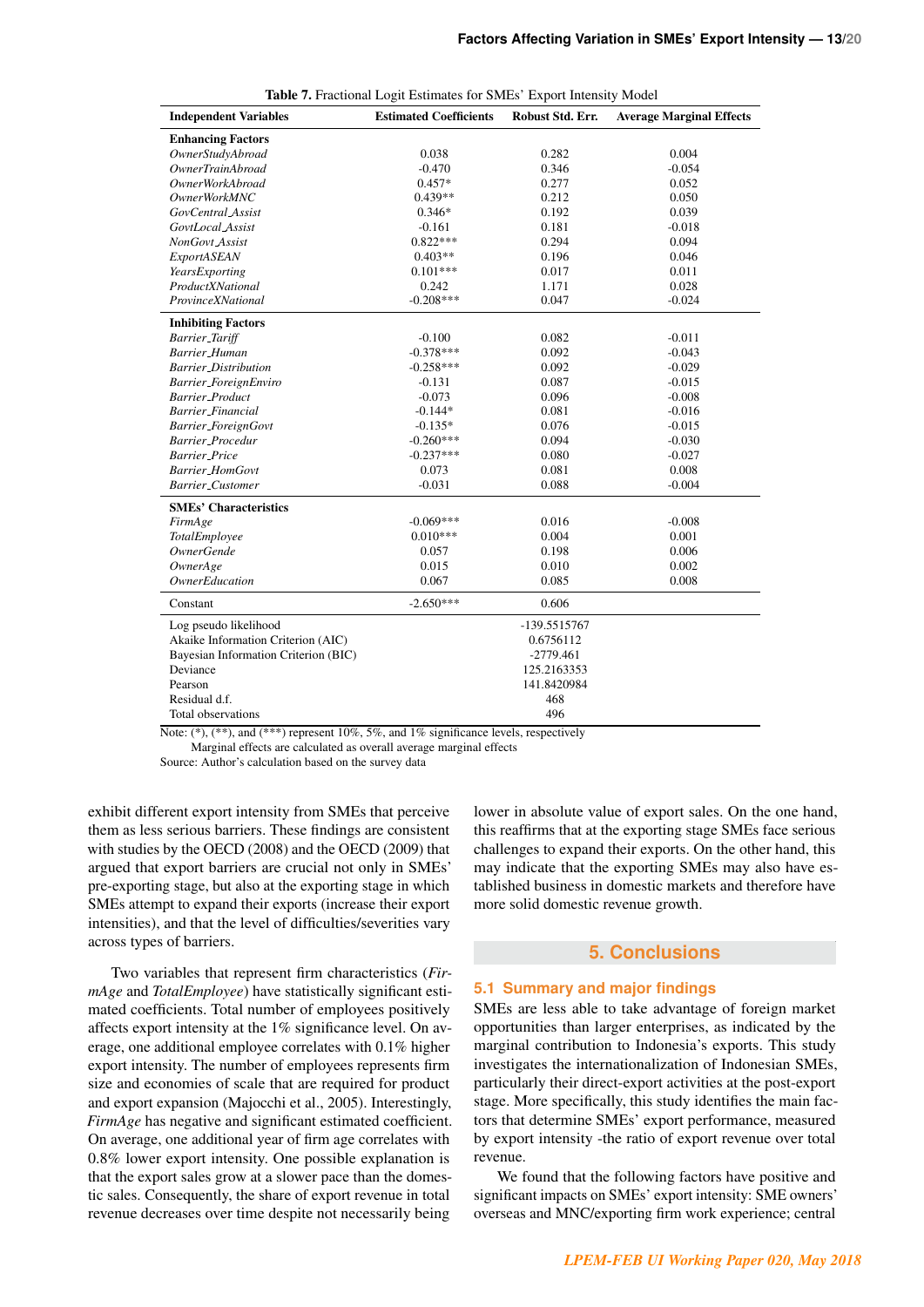**Table 7.** Fractional Logit Estimates for SMEs' Export Intensity Model

| Independent Variables | Estimated Coefficients | Robust Std. Err. | Average Marginal Effects |
|---|---|---|---|
| **Enhancing Factors** | | | |
| *OwnerStudyAbroad* | 0.038 | 0.282 | 0.004 |
| *OwnerTrainAbroad* | -0.470 | 0.346 | -0.054 |
| *OwnerWorkAbroad* | 0.457* | 0.277 | 0.052 |
| *OwnerWorkMNC* | 0.439** | 0.212 | 0.050 |
| *GovCentral_Assist* | 0.346* | 0.192 | 0.039 |
| *GovtLocal_Assist* | -0.161 | 0.181 | -0.018 |
| *NonGovt_Assist* | 0.822*** | 0.294 | 0.094 |
| *ExportASEAN* | 0.403** | 0.196 | 0.046 |
| *YearsExporting* | 0.101*** | 0.017 | 0.011 |
| *ProductXNational* | 0.242 | 1.171 | 0.028 |
| *ProvinceXNational* | -0.208*** | 0.047 | -0.024 |
| **Inhibiting Factors** | | | |
| *Barrier_Tariff* | -0.100 | 0.082 | -0.011 |
| *Barrier_Human* | -0.378*** | 0.092 | -0.043 |
| *Barrier_Distribution* | -0.258*** | 0.092 | -0.029 |
| *Barrier_ForeignEnviro* | -0.131 | 0.087 | -0.015 |
| *Barrier_Product* | -0.073 | 0.096 | -0.008 |
| *Barrier_Financial* | -0.144* | 0.081 | -0.016 |
| *Barrier_ForeignGovt* | -0.135* | 0.076 | -0.015 |
| *Barrier_Procedur* | -0.260*** | 0.094 | -0.030 |
| *Barrier_Price* | -0.237*** | 0.080 | -0.027 |
| *Barrier_HomGovt* | 0.073 | 0.081 | 0.008 |
| *Barrier_Customer* | -0.031 | 0.088 | -0.004 |
| **SMEs' Characteristics** | | | |
| *FirmAge* | -0.069*** | 0.016 | -0.008 |
| *TotalEmployee* | 0.010*** | 0.004 | 0.001 |
| *OwnerGende* | 0.057 | 0.198 | 0.006 |
| *OwnerAge* | 0.015 | 0.010 | 0.002 |
| *OwnerEducation* | 0.067 | 0.085 | 0.008 |
| Constant | -2.650*** | 0.606 | |
| Log pseudo likelihood | | -139.5515767 | |
| Akaike Information Criterion (AIC) | | 0.6756112 | |
| Bayesian Information Criterion (BIC) | | -2779.461 | |
| Deviance | | 125.2163353 | |
| Pearson | | 141.8420984 | |
| Residual d.f. | | 468 | |
| Total observations | | 496 | |

Note: (*), (**), and (***) represent 10%, 5%, and 1% significance levels, respectively
Marginal effects are calculated as overall average marginal effects
Source: Author's calculation based on the survey data

exhibit different export intensity from SMEs that perceive them as less serious barriers. These findings are consistent with studies by the OECD (2008) and the OECD (2009) that argued that export barriers are crucial not only in SMEs' pre-exporting stage, but also at the exporting stage in which SMEs attempt to expand their exports (increase their export intensities), and that the level of difficulties/severities vary across types of barriers.

Two variables that represent firm characteristics (*FirmAge* and *TotalEmployee*) have statistically significant estimated coefficients. Total number of employees positively affects export intensity at the 1% significance level. On average, one additional employee correlates with 0.1% higher export intensity. The number of employees represents firm size and economies of scale that are required for product and export expansion (Majocchi et al., 2005). Interestingly, *FirmAge* has negative and significant estimated coefficient. On average, one additional year of firm age correlates with 0.8% lower export intensity. One possible explanation is that the export sales grow at a slower pace than the domestic sales. Consequently, the share of export revenue in total revenue decreases over time despite not necessarily being lower in absolute value of export sales. On the one hand, this reaffirms that at the exporting stage SMEs face serious challenges to expand their exports. On the other hand, this may indicate that the exporting SMEs may also have established business in domestic markets and therefore have more solid domestic revenue growth.

## 5. Conclusions

### 5.1 Summary and major findings

SMEs are less able to take advantage of foreign market opportunities than larger enterprises, as indicated by the marginal contribution to Indonesia's exports. This study investigates the internationalization of Indonesian SMEs, particularly their direct-export activities at the post-export stage. More specifically, this study identifies the main factors that determine SMEs' export performance, measured by export intensity -the ratio of export revenue over total revenue.

We found that the following factors have positive and significant impacts on SMEs' export intensity: SME owners' overseas and MNC/exporting firm work experience; central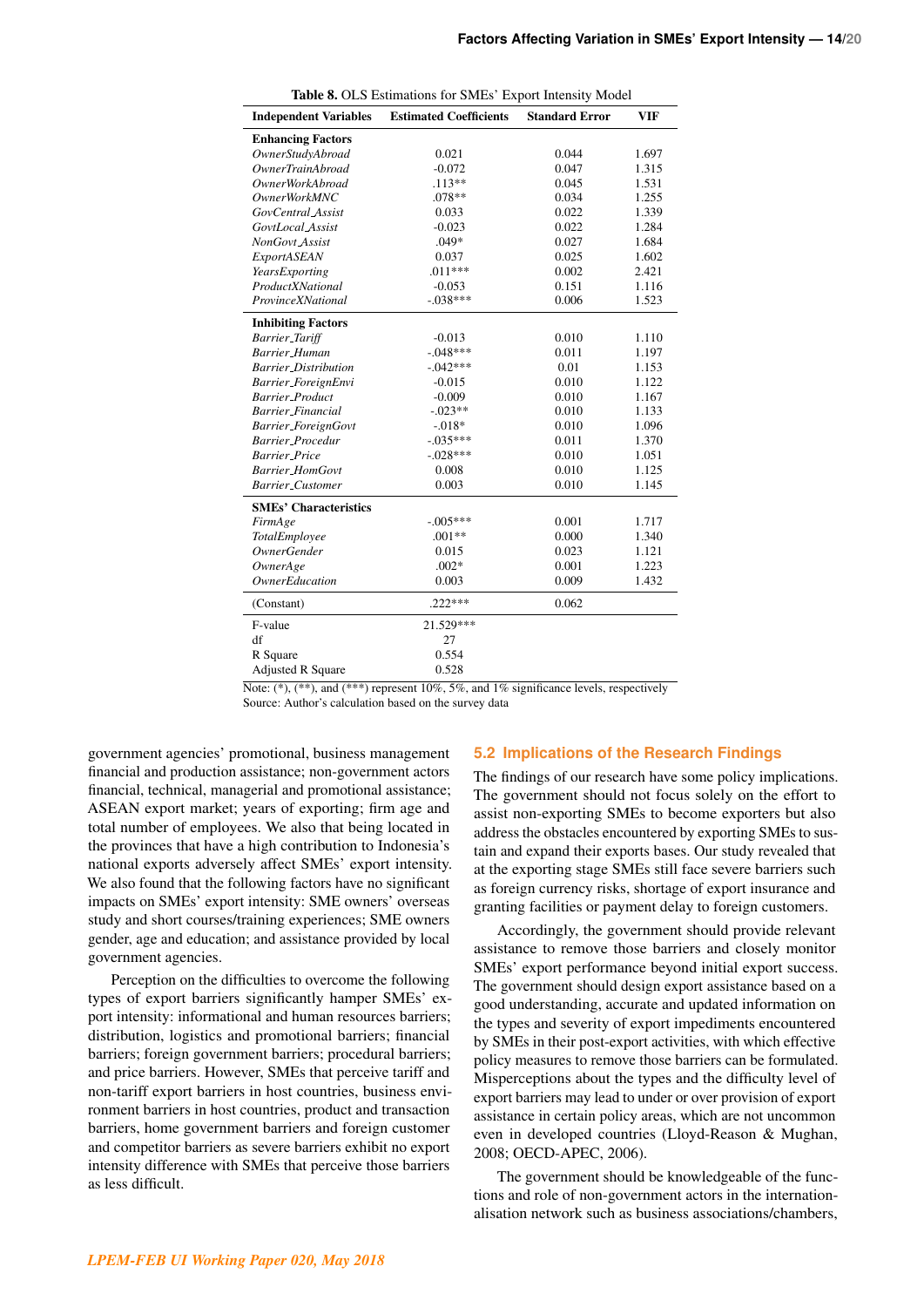**Table 8.** OLS Estimations for SMEs' Export Intensity Model

| Independent Variables | Estimated Coefficients | Standard Error | VIF |
|---|---|---|---|
| **Enhancing Factors** | | | |
| *OwnerStudyAbroad* | 0.021 | 0.044 | 1.697 |
| *OwnerTrainAbroad* | -0.072 | 0.047 | 1.315 |
| *OwnerWorkAbroad* | .113** | 0.045 | 1.531 |
| *OwnerWorkMNC* | .078** | 0.034 | 1.255 |
| *GovCentral_Assist* | 0.033 | 0.022 | 1.339 |
| *GovtLocal_Assist* | -0.023 | 0.022 | 1.284 |
| *NonGovt_Assist* | .049* | 0.027 | 1.684 |
| *ExportASEAN* | 0.037 | 0.025 | 1.602 |
| *YearsExporting* | .011*** | 0.002 | 2.421 |
| *ProductXNational* | -0.053 | 0.151 | 1.116 |
| *ProvinceXNational* | -.038*** | 0.006 | 1.523 |
| **Inhibiting Factors** | | | |
| *Barrier_Tariff* | -0.013 | 0.010 | 1.110 |
| *Barrier_Human* | -.048*** | 0.011 | 1.197 |
| *Barrier_Distribution* | -.042*** | 0.01 | 1.153 |
| *Barrier_ForeignEnvi* | -0.015 | 0.010 | 1.122 |
| *Barrier_Product* | -0.009 | 0.010 | 1.167 |
| *Barrier_Financial* | -.023** | 0.010 | 1.133 |
| *Barrier_ForeignGovt* | -.018* | 0.010 | 1.096 |
| *Barrier_Procedur* | -.035*** | 0.011 | 1.370 |
| *Barrier_Price* | -.028*** | 0.010 | 1.051 |
| *Barrier_HomGovt* | 0.008 | 0.010 | 1.125 |
| *Barrier_Customer* | 0.003 | 0.010 | 1.145 |
| **SMEs' Characteristics** | | | |
| *FirmAge* | -.005*** | 0.001 | 1.717 |
| *TotalEmployee* | .001** | 0.000 | 1.340 |
| *OwnerGender* | 0.015 | 0.023 | 1.121 |
| *OwnerAge* | .002* | 0.001 | 1.223 |
| *OwnerEducation* | 0.003 | 0.009 | 1.432 |
| (Constant) | .222*** | 0.062 | |
| F-value | 21.529*** | | |
| df | 27 | | |
| R Square | 0.554 | | |
| Adjusted R Square | 0.528 | | |

Note: (*), (**), and (***) represent 10%, 5%, and 1% significance levels, respectively
Source: Author's calculation based on the survey data

government agencies' promotional, business management financial and production assistance; non-government actors financial, technical, managerial and promotional assistance; ASEAN export market; years of exporting; firm age and total number of employees. We also that being located in the provinces that have a high contribution to Indonesia's national exports adversely affect SMEs' export intensity. We also found that the following factors have no significant impacts on SMEs' export intensity: SME owners' overseas study and short courses/training experiences; SME owners gender, age and education; and assistance provided by local government agencies.

Perception on the difficulties to overcome the following types of export barriers significantly hamper SMEs' export intensity: informational and human resources barriers; distribution, logistics and promotional barriers; financial barriers; foreign government barriers; procedural barriers; and price barriers. However, SMEs that perceive tariff and non-tariff export barriers in host countries, business environment barriers in host countries, product and transaction barriers, home government barriers and foreign customer and competitor barriers as severe barriers exhibit no export intensity difference with SMEs that perceive those barriers as less difficult.

## 5.2 Implications of the Research Findings

The findings of our research have some policy implications. The government should not focus solely on the effort to assist non-exporting SMEs to become exporters but also address the obstacles encountered by exporting SMEs to sustain and expand their exports bases. Our study revealed that at the exporting stage SMEs still face severe barriers such as foreign currency risks, shortage of export insurance and granting facilities or payment delay to foreign customers.

Accordingly, the government should provide relevant assistance to remove those barriers and closely monitor SMEs' export performance beyond initial export success. The government should design export assistance based on a good understanding, accurate and updated information on the types and severity of export impediments encountered by SMEs in their post-export activities, with which effective policy measures to remove those barriers can be formulated. Misperceptions about the types and the difficulty level of export barriers may lead to under or over provision of export assistance in certain policy areas, which are not uncommon even in developed countries (Lloyd-Reason & Mughan, 2008; OECD-APEC, 2006).

The government should be knowledgeable of the functions and role of non-government actors in the internationalisation network such as business associations/chambers,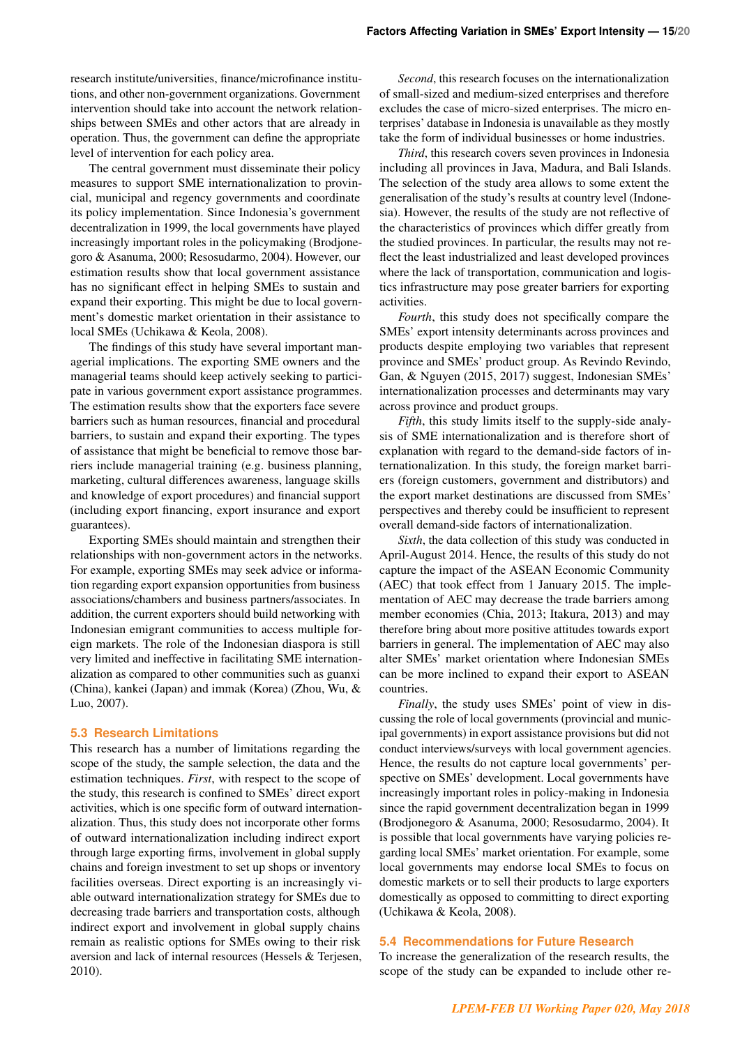research institute/universities, finance/microfinance institutions, and other non-government organizations. Government intervention should take into account the network relationships between SMEs and other actors that are already in operation. Thus, the government can define the appropriate level of intervention for each policy area.

The central government must disseminate their policy measures to support SME internationalization to provincial, municipal and regency governments and coordinate its policy implementation. Since Indonesia's government decentralization in 1999, the local governments have played increasingly important roles in the policymaking (Brodjonegoro & Asanuma, 2000; Resosudarmo, 2004). However, our estimation results show that local government assistance has no significant effect in helping SMEs to sustain and expand their exporting. This might be due to local government's domestic market orientation in their assistance to local SMEs (Uchikawa & Keola, 2008).

The findings of this study have several important managerial implications. The exporting SME owners and the managerial teams should keep actively seeking to participate in various government export assistance programmes. The estimation results show that the exporters face severe barriers such as human resources, financial and procedural barriers, to sustain and expand their exporting. The types of assistance that might be beneficial to remove those barriers include managerial training (e.g. business planning, marketing, cultural differences awareness, language skills and knowledge of export procedures) and financial support (including export financing, export insurance and export guarantees).

Exporting SMEs should maintain and strengthen their relationships with non-government actors in the networks. For example, exporting SMEs may seek advice or information regarding export expansion opportunities from business associations/chambers and business partners/associates. In addition, the current exporters should build networking with Indonesian emigrant communities to access multiple foreign markets. The role of the Indonesian diaspora is still very limited and ineffective in facilitating SME internationalization as compared to other communities such as guanxi (China), kankei (Japan) and immak (Korea) (Zhou, Wu, & Luo, 2007).

### 5.3 Research Limitations

This research has a number of limitations regarding the scope of the study, the sample selection, the data and the estimation techniques. *First*, with respect to the scope of the study, this research is confined to SMEs' direct export activities, which is one specific form of outward internationalization. Thus, this study does not incorporate other forms of outward internationalization including indirect export through large exporting firms, involvement in global supply chains and foreign investment to set up shops or inventory facilities overseas. Direct exporting is an increasingly viable outward internationalization strategy for SMEs due to decreasing trade barriers and transportation costs, although indirect export and involvement in global supply chains remain as realistic options for SMEs owing to their risk aversion and lack of internal resources (Hessels & Terjesen, 2010).

*Second*, this research focuses on the internationalization of small-sized and medium-sized enterprises and therefore excludes the case of micro-sized enterprises. The micro enterprises' database in Indonesia is unavailable as they mostly take the form of individual businesses or home industries.

*Third*, this research covers seven provinces in Indonesia including all provinces in Java, Madura, and Bali Islands. The selection of the study area allows to some extent the generalisation of the study's results at country level (Indonesia). However, the results of the study are not reflective of the characteristics of provinces which differ greatly from the studied provinces. In particular, the results may not reflect the least industrialized and least developed provinces where the lack of transportation, communication and logistics infrastructure may pose greater barriers for exporting activities.

*Fourth*, this study does not specifically compare the SMEs' export intensity determinants across provinces and products despite employing two variables that represent province and SMEs' product group. As Revindo Revindo, Gan, & Nguyen (2015, 2017) suggest, Indonesian SMEs' internationalization processes and determinants may vary across province and product groups.

*Fifth*, this study limits itself to the supply-side analysis of SME internationalization and is therefore short of explanation with regard to the demand-side factors of internationalization. In this study, the foreign market barriers (foreign customers, government and distributors) and the export market destinations are discussed from SMEs' perspectives and thereby could be insufficient to represent overall demand-side factors of internationalization.

*Sixth*, the data collection of this study was conducted in April-August 2014. Hence, the results of this study do not capture the impact of the ASEAN Economic Community (AEC) that took effect from 1 January 2015. The implementation of AEC may decrease the trade barriers among member economies (Chia, 2013; Itakura, 2013) and may therefore bring about more positive attitudes towards export barriers in general. The implementation of AEC may also alter SMEs' market orientation where Indonesian SMEs can be more inclined to expand their export to ASEAN countries.

*Finally*, the study uses SMEs' point of view in discussing the role of local governments (provincial and municipal governments) in export assistance provisions but did not conduct interviews/surveys with local government agencies. Hence, the results do not capture local governments' perspective on SMEs' development. Local governments have increasingly important roles in policy-making in Indonesia since the rapid government decentralization began in 1999 (Brodjonegoro & Asanuma, 2000; Resosudarmo, 2004). It is possible that local governments have varying policies regarding local SMEs' market orientation. For example, some local governments may endorse local SMEs to focus on domestic markets or to sell their products to large exporters domestically as opposed to committing to direct exporting (Uchikawa & Keola, 2008).

### 5.4 Recommendations for Future Research

To increase the generalization of the research results, the scope of the study can be expanded to include other re-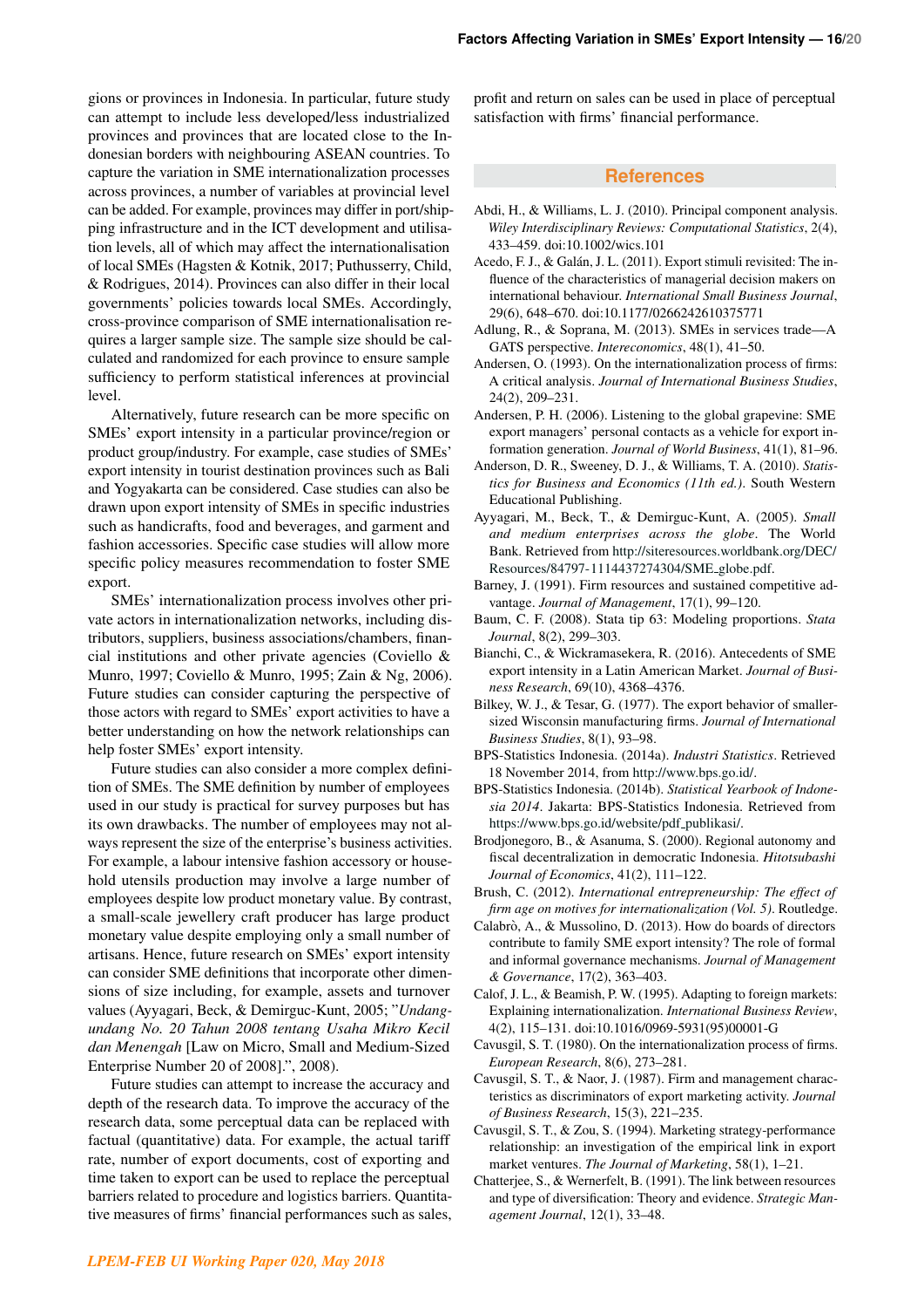gions or provinces in Indonesia. In particular, future study can attempt to include less developed/less industrialized provinces and provinces that are located close to the Indonesian borders with neighbouring ASEAN countries. To capture the variation in SME internationalization processes across provinces, a number of variables at provincial level can be added. For example, provinces may differ in port/shipping infrastructure and in the ICT development and utilisation levels, all of which may affect the internationalisation of local SMEs (Hagsten & Kotnik, 2017; Puthusserry, Child, & Rodrigues, 2014). Provinces can also differ in their local governments' policies towards local SMEs. Accordingly, cross-province comparison of SME internationalisation requires a larger sample size. The sample size should be calculated and randomized for each province to ensure sample sufficiency to perform statistical inferences at provincial level.

Alternatively, future research can be more specific on SMEs' export intensity in a particular province/region or product group/industry. For example, case studies of SMEs' export intensity in tourist destination provinces such as Bali and Yogyakarta can be considered. Case studies can also be drawn upon export intensity of SMEs in specific industries such as handicrafts, food and beverages, and garment and fashion accessories. Specific case studies will allow more specific policy measures recommendation to foster SME export.

SMEs' internationalization process involves other private actors in internationalization networks, including distributors, suppliers, business associations/chambers, financial institutions and other private agencies (Coviello & Munro, 1997; Coviello & Munro, 1995; Zain & Ng, 2006). Future studies can consider capturing the perspective of those actors with regard to SMEs' export activities to have a better understanding on how the network relationships can help foster SMEs' export intensity.

Future studies can also consider a more complex definition of SMEs. The SME definition by number of employees used in our study is practical for survey purposes but has its own drawbacks. The number of employees may not always represent the size of the enterprise's business activities. For example, a labour intensive fashion accessory or household utensils production may involve a large number of employees despite low product monetary value. By contrast, a small-scale jewellery craft producer has large product monetary value despite employing only a small number of artisans. Hence, future research on SMEs' export intensity can consider SME definitions that incorporate other dimensions of size including, for example, assets and turnover values (Ayyagari, Beck, & Demirguc-Kunt, 2005; "*Undang-undang No. 20 Tahun 2008 tentang Usaha Mikro Kecil dan Menengah* [Law on Micro, Small and Medium-Sized Enterprise Number 20 of 2008].", 2008).

Future studies can attempt to increase the accuracy and depth of the research data. To improve the accuracy of the research data, some perceptual data can be replaced with factual (quantitative) data. For example, the actual tariff rate, number of export documents, cost of exporting and time taken to export can be used to replace the perceptual barriers related to procedure and logistics barriers. Quantitative measures of firms' financial performances such as sales, profit and return on sales can be used in place of perceptual satisfaction with firms' financial performance.

## References

Abdi, H., & Williams, L. J. (2010). Principal component analysis. *Wiley Interdisciplinary Reviews: Computational Statistics*, 2(4), 433–459. doi:10.1002/wics.101

Acedo, F. J., & Galán, J. L. (2011). Export stimuli revisited: The influence of the characteristics of managerial decision makers on international behaviour. *International Small Business Journal*, 29(6), 648–670. doi:10.1177/0266242610375771

Adlung, R., & Soprana, M. (2013). SMEs in services trade—A GATS perspective. *Intereconomics*, 48(1), 41–50.

Andersen, O. (1993). On the internationalization process of firms: A critical analysis. *Journal of International Business Studies*, 24(2), 209–231.

Andersen, P. H. (2006). Listening to the global grapevine: SME export managers' personal contacts as a vehicle for export information generation. *Journal of World Business*, 41(1), 81–96.

Anderson, D. R., Sweeney, D. J., & Williams, T. A. (2010). *Statistics for Business and Economics (11th ed.)*. South Western Educational Publishing.

Ayyagari, M., Beck, T., & Demirguc-Kunt, A. (2005). *Small and medium enterprises across the globe*. The World Bank. Retrieved from http://siteresources.worldbank.org/DEC/Resources/84797-1114437274304/SME_globe.pdf.

Barney, J. (1991). Firm resources and sustained competitive advantage. *Journal of Management*, 17(1), 99–120.

Baum, C. F. (2008). Stata tip 63: Modeling proportions. *Stata Journal*, 8(2), 299–303.

Bianchi, C., & Wickramasekera, R. (2016). Antecedents of SME export intensity in a Latin American Market. *Journal of Business Research*, 69(10), 4368–4376.

Bilkey, W. J., & Tesar, G. (1977). The export behavior of smaller-sized Wisconsin manufacturing firms. *Journal of International Business Studies*, 8(1), 93–98.

BPS-Statistics Indonesia. (2014a). *Industri Statistics*. Retrieved 18 November 2014, from http://www.bps.go.id/.

BPS-Statistics Indonesia. (2014b). *Statistical Yearbook of Indonesia 2014*. Jakarta: BPS-Statistics Indonesia. Retrieved from https://www.bps.go.id/website/pdf_publikasi/.

Brodjonegoro, B., & Asanuma, S. (2000). Regional autonomy and fiscal decentralization in democratic Indonesia. *Hitotsubashi Journal of Economics*, 41(2), 111–122.

Brush, C. (2012). *International entrepreneurship: The effect of firm age on motives for internationalization (Vol. 5)*. Routledge.

Calabrò, A., & Mussolino, D. (2013). How do boards of directors contribute to family SME export intensity? The role of formal and informal governance mechanisms. *Journal of Management & Governance*, 17(2), 363–403.

Calof, J. L., & Beamish, P. W. (1995). Adapting to foreign markets: Explaining internationalization. *International Business Review*, 4(2), 115–131. doi:10.1016/0969-5931(95)00001-G

Cavusgil, S. T. (1980). On the internationalization process of firms. *European Research*, 8(6), 273–281.

Cavusgil, S. T., & Naor, J. (1987). Firm and management characteristics as discriminators of export marketing activity. *Journal of Business Research*, 15(3), 221–235.

Cavusgil, S. T., & Zou, S. (1994). Marketing strategy-performance relationship: an investigation of the empirical link in export market ventures. *The Journal of Marketing*, 58(1), 1–21.

Chatterjee, S., & Wernerfelt, B. (1991). The link between resources and type of diversification: Theory and evidence. *Strategic Management Journal*, 12(1), 33–48.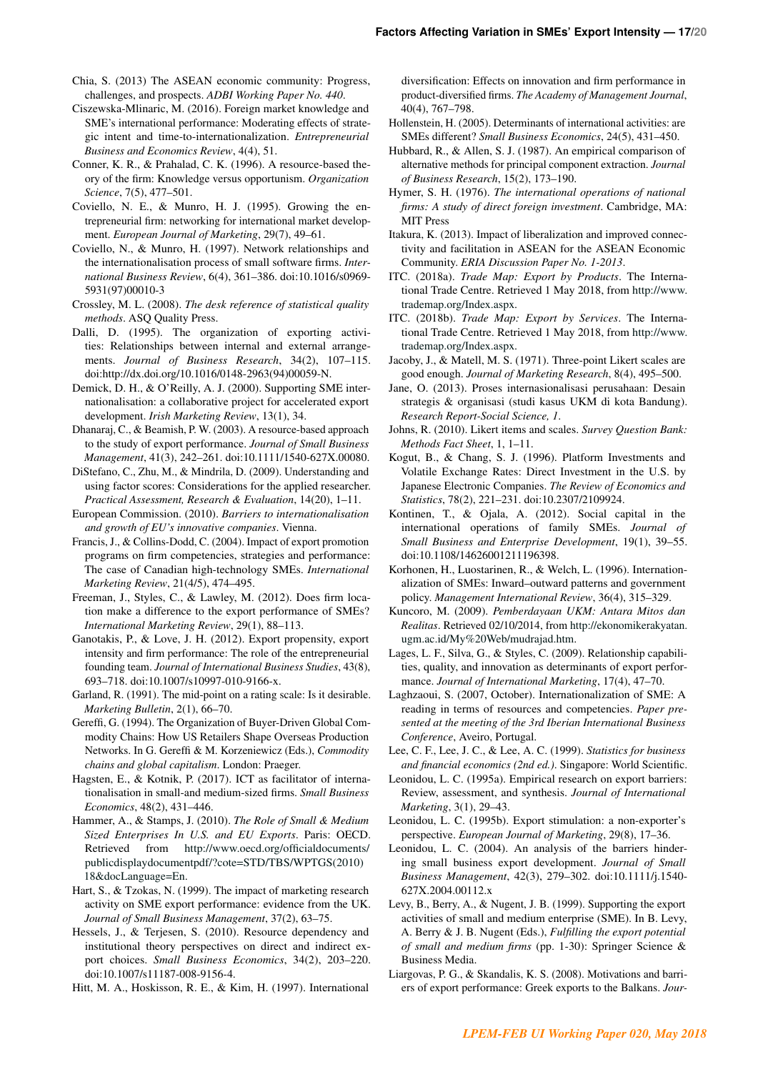Chia, S. (2013) The ASEAN economic community: Progress, challenges, and prospects. *ADBI Working Paper No. 440*.

Ciszewska-Mlinaric, M. (2016). Foreign market knowledge and SME's international performance: Moderating effects of strategic intent and time-to-internationalization. *Entrepreneurial Business and Economics Review*, 4(4), 51.

Conner, K. R., & Prahalad, C. K. (1996). A resource-based theory of the firm: Knowledge versus opportunism. *Organization Science*, 7(5), 477–501.

Coviello, N. E., & Munro, H. J. (1995). Growing the entrepreneurial firm: networking for international market development. *European Journal of Marketing*, 29(7), 49–61.

Coviello, N., & Munro, H. (1997). Network relationships and the internationalisation process of small software firms. *International Business Review*, 6(4), 361–386. doi:10.1016/s0969-5931(97)00010-3

Crossley, M. L. (2008). *The desk reference of statistical quality methods*. ASQ Quality Press.

Dalli, D. (1995). The organization of exporting activities: Relationships between internal and external arrangements. *Journal of Business Research*, 34(2), 107–115. doi:http://dx.doi.org/10.1016/0148-2963(94)00059-N.

Demick, D. H., & O'Reilly, A. J. (2000). Supporting SME internationalisation: a collaborative project for accelerated export development. *Irish Marketing Review*, 13(1), 34.

Dhanaraj, C., & Beamish, P. W. (2003). A resource-based approach to the study of export performance. *Journal of Small Business Management*, 41(3), 242–261. doi:10.1111/1540-627X.00080.

DiStefano, C., Zhu, M., & Mindrila, D. (2009). Understanding and using factor scores: Considerations for the applied researcher. *Practical Assessment, Research & Evaluation*, 14(20), 1–11.

European Commission. (2010). *Barriers to internationalisation and growth of EU's innovative companies*. Vienna.

Francis, J., & Collins-Dodd, C. (2004). Impact of export promotion programs on firm competencies, strategies and performance: The case of Canadian high-technology SMEs. *International Marketing Review*, 21(4/5), 474–495.

Freeman, J., Styles, C., & Lawley, M. (2012). Does firm location make a difference to the export performance of SMEs? *International Marketing Review*, 29(1), 88–113.

Ganotakis, P., & Love, J. H. (2012). Export propensity, export intensity and firm performance: The role of the entrepreneurial founding team. *Journal of International Business Studies*, 43(8), 693–718. doi:10.1007/s10997-010-9166-x.

Garland, R. (1991). The mid-point on a rating scale: Is it desirable. *Marketing Bulletin*, 2(1), 66–70.

Gereffi, G. (1994). The Organization of Buyer-Driven Global Commodity Chains: How US Retailers Shape Overseas Production Networks. In G. Gereffi & M. Korzeniewicz (Eds.), *Commodity chains and global capitalism*. London: Praeger.

Hagsten, E., & Kotnik, P. (2017). ICT as facilitator of internationalisation in small-and medium-sized firms. *Small Business Economics*, 48(2), 431–446.

Hammer, A., & Stamps, J. (2010). *The Role of Small & Medium Sized Enterprises In U.S. and EU Exports*. Paris: OECD. Retrieved from http://www.oecd.org/officialdocuments/publicdisplaydocumentpdf/?cote=STD/TBS/WPTGS(2010)18&docLanguage=En.

Hart, S., & Tzokas, N. (1999). The impact of marketing research activity on SME export performance: evidence from the UK. *Journal of Small Business Management*, 37(2), 63–75.

Hessels, J., & Terjesen, S. (2010). Resource dependency and institutional theory perspectives on direct and indirect export choices. *Small Business Economics*, 34(2), 203–220. doi:10.1007/s11187-008-9156-4.

Hitt, M. A., Hoskisson, R. E., & Kim, H. (1997). International diversification: Effects on innovation and firm performance in product-diversified firms. *The Academy of Management Journal*, 40(4), 767–798.

Hollenstein, H. (2005). Determinants of international activities: are SMEs different? *Small Business Economics*, 24(5), 431–450.

Hubbard, R., & Allen, S. J. (1987). An empirical comparison of alternative methods for principal component extraction. *Journal of Business Research*, 15(2), 173–190.

Hymer, S. H. (1976). *The international operations of national firms: A study of direct foreign investment*. Cambridge, MA: MIT Press

Itakura, K. (2013). Impact of liberalization and improved connectivity and facilitation in ASEAN for the ASEAN Economic Community. *ERIA Discussion Paper No. 1-2013*.

ITC. (2018a). *Trade Map: Export by Products*. The International Trade Centre. Retrieved 1 May 2018, from http://www.trademap.org/Index.aspx.

ITC. (2018b). *Trade Map: Export by Services*. The International Trade Centre. Retrieved 1 May 2018, from http://www.trademap.org/Index.aspx.

Jacoby, J., & Matell, M. S. (1971). Three-point Likert scales are good enough. *Journal of Marketing Research*, 8(4), 495–500.

Jane, O. (2013). Proses internasionalisasi perusahaan: Desain strategis & organisasi (studi kasus UKM di kota Bandung). *Research Report-Social Science, 1*.

Johns, R. (2010). Likert items and scales. *Survey Question Bank: Methods Fact Sheet*, 1, 1–11.

Kogut, B., & Chang, S. J. (1996). Platform Investments and Volatile Exchange Rates: Direct Investment in the U.S. by Japanese Electronic Companies. *The Review of Economics and Statistics*, 78(2), 221–231. doi:10.2307/2109924.

Kontinen, T., & Ojala, A. (2012). Social capital in the international operations of family SMEs. *Journal of Small Business and Enterprise Development*, 19(1), 39–55. doi:10.1108/14626001211196398.

Korhonen, H., Luostarinen, R., & Welch, L. (1996). Internationalization of SMEs: Inward–outward patterns and government policy. *Management International Review*, 36(4), 315–329.

Kuncoro, M. (2009). *Pemberdayaan UKM: Antara Mitos dan Realitas*. Retrieved 02/10/2014, from http://ekonomikerakyatan.ugm.ac.id/My%20Web/mudrajad.htm.

Lages, L. F., Silva, G., & Styles, C. (2009). Relationship capabilities, quality, and innovation as determinants of export performance. *Journal of International Marketing*, 17(4), 47–70.

Laghzaoui, S. (2007, October). Internationalization of SME: A reading in terms of resources and competencies. *Paper presented at the meeting of the 3rd Iberian International Business Conference*, Aveiro, Portugal.

Lee, C. F., Lee, J. C., & Lee, A. C. (1999). *Statistics for business and financial economics (2nd ed.)*. Singapore: World Scientific.

Leonidou, L. C. (1995a). Empirical research on export barriers: Review, assessment, and synthesis. *Journal of International Marketing*, 3(1), 29–43.

Leonidou, L. C. (1995b). Export stimulation: a non-exporter's perspective. *European Journal of Marketing*, 29(8), 17–36.

Leonidou, L. C. (2004). An analysis of the barriers hindering small business export development. *Journal of Small Business Management*, 42(3), 279–302. doi:10.1111/j.1540-627X.2004.00112.x

Levy, B., Berry, A., & Nugent, J. B. (1999). Supporting the export activities of small and medium enterprise (SME). In B. Levy, A. Berry & J. B. Nugent (Eds.), *Fulfilling the export potential of small and medium firms* (pp. 1-30): Springer Science & Business Media.

Liargovas, P. G., & Skandalis, K. S. (2008). Motivations and barriers of export performance: Greek exports to the Balkans. *Jour-*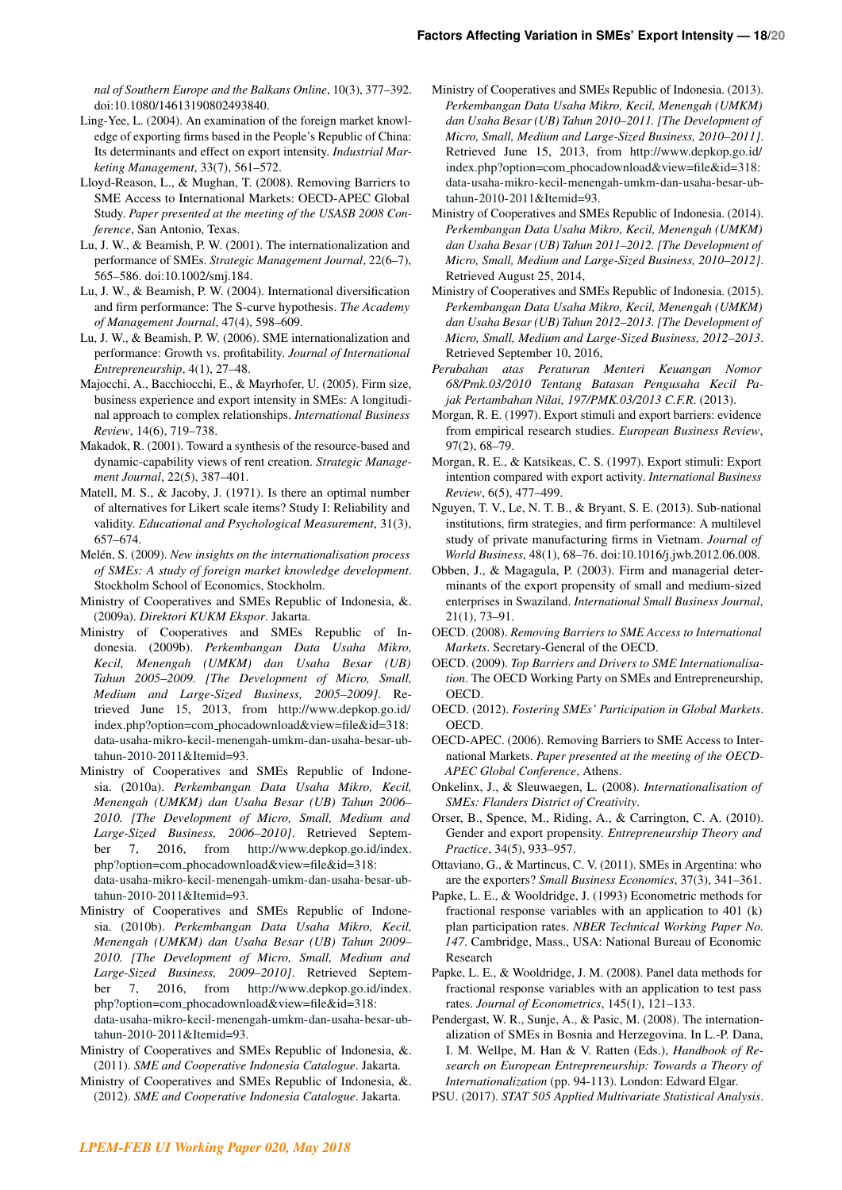*nal of Southern Europe and the Balkans Online*, 10(3), 377–392. doi:10.1080/14613190802493840.

Ling-Yee, L. (2004). An examination of the foreign market knowledge of exporting firms based in the People's Republic of China: Its determinants and effect on export intensity. *Industrial Marketing Management*, 33(7), 561–572.

Lloyd-Reason, L., & Mughan, T. (2008). Removing Barriers to SME Access to International Markets: OECD-APEC Global Study. *Paper presented at the meeting of the USASB 2008 Conference*, San Antonio, Texas.

Lu, J. W., & Beamish, P. W. (2001). The internationalization and performance of SMEs. *Strategic Management Journal*, 22(6–7), 565–586. doi:10.1002/smj.184.

Lu, J. W., & Beamish, P. W. (2004). International diversification and firm performance: The S-curve hypothesis. *The Academy of Management Journal*, 47(4), 598–609.

Lu, J. W., & Beamish, P. W. (2006). SME internationalization and performance: Growth vs. profitability. *Journal of International Entrepreneurship*, 4(1), 27–48.

Majocchi, A., Bacchiocchi, E., & Mayrhofer, U. (2005). Firm size, business experience and export intensity in SMEs: A longitudinal approach to complex relationships. *International Business Review*, 14(6), 719–738.

Makadok, R. (2001). Toward a synthesis of the resource-based and dynamic-capability views of rent creation. *Strategic Management Journal*, 22(5), 387–401.

Matell, M. S., & Jacoby, J. (1971). Is there an optimal number of alternatives for Likert scale items? Study I: Reliability and validity. *Educational and Psychological Measurement*, 31(3), 657–674.

Melén, S. (2009). *New insights on the internationalisation process of SMEs: A study of foreign market knowledge development*. Stockholm School of Economics, Stockholm.

Ministry of Cooperatives and SMEs Republic of Indonesia, &. (2009a). *Direktori KUKM Ekspor*. Jakarta.

Ministry of Cooperatives and SMEs Republic of Indonesia. (2009b). *Perkembangan Data Usaha Mikro, Kecil, Menengah (UMKM) dan Usaha Besar (UB) Tahun 2005–2009. [The Development of Micro, Small, Medium and Large-Sized Business, 2005–2009]*. Retrieved June 15, 2013, from http://www.depkop.go.id/index.php?option=com_phocadownload&view=file&id=318:data-usaha-mikro-kecil-menengah-umkm-dan-usaha-besar-ub-tahun-2010-2011&Itemid=93.

Ministry of Cooperatives and SMEs Republic of Indonesia. (2010a). *Perkembangan Data Usaha Mikro, Kecil, Menengah (UMKM) dan Usaha Besar (UB) Tahun 2006–2010. [The Development of Micro, Small, Medium and Large-Sized Business, 2006–2010]*. Retrieved September 7, 2016, from http://www.depkop.go.id/index.php?option=com_phocadownload&view=file&id=318:data-usaha-mikro-kecil-menengah-umkm-dan-usaha-besar-ub-tahun-2010-2011&Itemid=93.

Ministry of Cooperatives and SMEs Republic of Indonesia. (2010b). *Perkembangan Data Usaha Mikro, Kecil, Menengah (UMKM) dan Usaha Besar (UB) Tahun 2009–2010. [The Development of Micro, Small, Medium and Large-Sized Business, 2009–2010]*. Retrieved September 7, 2016, from http://www.depkop.go.id/index.php?option=com_phocadownload&view=file&id=318:data-usaha-mikro-kecil-menengah-umkm-dan-usaha-besar-ub-tahun-2010-2011&Itemid=93.

Ministry of Cooperatives and SMEs Republic of Indonesia, &. (2011). *SME and Cooperative Indonesia Catalogue*. Jakarta.

Ministry of Cooperatives and SMEs Republic of Indonesia, &. (2012). *SME and Cooperative Indonesia Catalogue*. Jakarta.

Ministry of Cooperatives and SMEs Republic of Indonesia. (2013). *Perkembangan Data Usaha Mikro, Kecil, Menengah (UMKM) dan Usaha Besar (UB) Tahun 2010–2011. [The Development of Micro, Small, Medium and Large-Sized Business, 2010–2011]*. Retrieved June 15, 2013, from http://www.depkop.go.id/index.php?option=com_phocadownload&view=file&id=318:data-usaha-mikro-kecil-menengah-umkm-dan-usaha-besar-ub-tahun-2010-2011&Itemid=93.

Ministry of Cooperatives and SMEs Republic of Indonesia. (2014). *Perkembangan Data Usaha Mikro, Kecil, Menengah (UMKM) dan Usaha Besar (UB) Tahun 2011–2012. [The Development of Micro, Small, Medium and Large-Sized Business, 2010–2012]*. Retrieved August 25, 2014,

Ministry of Cooperatives and SMEs Republic of Indonesia. (2015). *Perkembangan Data Usaha Mikro, Kecil, Menengah (UMKM) dan Usaha Besar (UB) Tahun 2012–2013. [The Development of Micro, Small, Medium and Large-Sized Business, 2012–2013*. Retrieved September 10, 2016,

*Perubahan atas Peraturan Menteri Keuangan Nomor 68/Pmk.03/2010 Tentang Batasan Pengusaha Kecil Pajak Pertambahan Nilai, 197/PMK.03/2013 C.F.R*. (2013).

Morgan, R. E. (1997). Export stimuli and export barriers: evidence from empirical research studies. *European Business Review*, 97(2), 68–79.

Morgan, R. E., & Katsikeas, C. S. (1997). Export stimuli: Export intention compared with export activity. *International Business Review*, 6(5), 477–499.

Nguyen, T. V., Le, N. T. B., & Bryant, S. E. (2013). Sub-national institutions, firm strategies, and firm performance: A multilevel study of private manufacturing firms in Vietnam. *Journal of World Business*, 48(1), 68–76. doi:10.1016/j.jwb.2012.06.008.

Obben, J., & Magagula, P. (2003). Firm and managerial determinants of the export propensity of small and medium-sized enterprises in Swaziland. *International Small Business Journal*, 21(1), 73–91.

OECD. (2008). *Removing Barriers to SME Access to International Markets*. Secretary-General of the OECD.

OECD. (2009). *Top Barriers and Drivers to SME Internationalisation*. The OECD Working Party on SMEs and Entrepreneurship, OECD.

OECD. (2012). *Fostering SMEs' Participation in Global Markets*. OECD.

OECD-APEC. (2006). Removing Barriers to SME Access to International Markets. *Paper presented at the meeting of the OECD-APEC Global Conference*, Athens.

Onkelinx, J., & Sleuwaegen, L. (2008). *Internationalisation of SMEs: Flanders District of Creativity*.

Orser, B., Spence, M., Riding, A., & Carrington, C. A. (2010). Gender and export propensity. *Entrepreneurship Theory and Practice*, 34(5), 933–957.

Ottaviano, G., & Martincus, C. V. (2011). SMEs in Argentina: who are the exporters? *Small Business Economics*, 37(3), 341–361.

Papke, L. E., & Wooldridge, J. (1993) Econometric methods for fractional response variables with an application to 401 (k) plan participation rates. *NBER Technical Working Paper No. 147*. Cambridge, Mass., USA: National Bureau of Economic Research

Papke, L. E., & Wooldridge, J. M. (2008). Panel data methods for fractional response variables with an application to test pass rates. *Journal of Econometrics*, 145(1), 121–133.

Pendergast, W. R., Sunje, A., & Pasic, M. (2008). The internationalization of SMEs in Bosnia and Herzegovina. In L.-P. Dana, I. M. Wellpe, M. Han & V. Ratten (Eds.), *Handbook of Research on European Entrepreneurship: Towards a Theory of Internationalization* (pp. 94-113). London: Edward Elgar.

PSU. (2017). *STAT 505 Applied Multivariate Statistical Analysis*.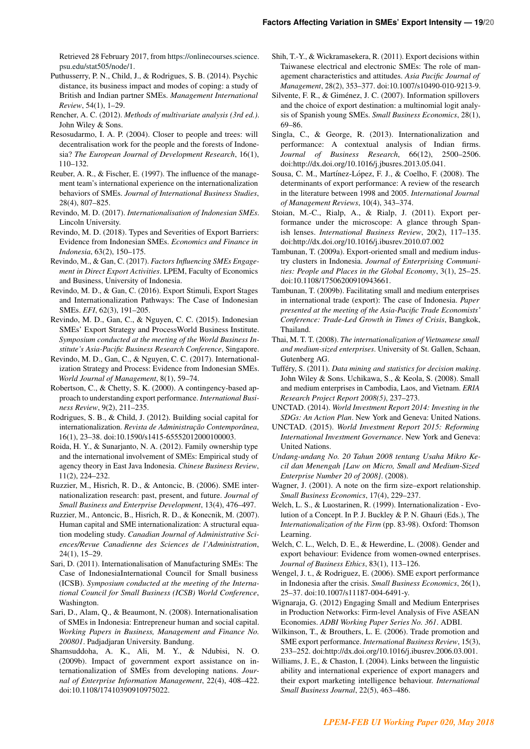Retrieved 28 February 2017, from https://onlinecourses.science.psu.edu/stat505/node/1.

Puthusserry, P. N., Child, J., & Rodrigues, S. B. (2014). Psychic distance, its business impact and modes of coping: a study of British and Indian partner SMEs. *Management International Review*, 54(1), 1–29.

Rencher, A. C. (2012). *Methods of multivariate analysis (3rd ed.)*. John Wiley & Sons.

Resosudarmo, I. A. P. (2004). Closer to people and trees: will decentralisation work for the people and the forests of Indonesia? *The European Journal of Development Research*, 16(1), 110–132.

Reuber, A. R., & Fischer, E. (1997). The influence of the management team's international experience on the internationalization behaviors of SMEs. *Journal of International Business Studies*, 28(4), 807–825.

Revindo, M. D. (2017). *Internationalisation of Indonesian SMEs*. Lincoln University.

Revindo, M. D. (2018). Types and Severities of Export Barriers: Evidence from Indonesian SMEs. *Economics and Finance in Indonesia*, 63(2), 150–175.

Revindo, M., & Gan, C. (2017). *Factors Influencing SMEs Engagement in Direct Export Activities*. LPEM, Faculty of Economics and Business, University of Indonesia.

Revindo, M. D., & Gan, C. (2016). Export Stimuli, Export Stages and Internationalization Pathways: The Case of Indonesian SMEs. *EFI*, 62(3), 191–205.

Revindo, M. D., Gan, C., & Nguyen, C. C. (2015). Indonesian SMEs' Export Strategy and ProcessWorld Business Institute. *Symposium conducted at the meeting of the World Business Institute's Asia-Pacific Business Research Conference*, Singapore.

Revindo, M. D., Gan, C., & Nguyen, C. C. (2017). Internationalization Strategy and Process: Evidence from Indonesian SMEs. *World Journal of Management*, 8(1), 59–74.

Robertson, C., & Chetty, S. K. (2000). A contingency-based approach to understanding export performance. *International Business Review*, 9(2), 211–235.

Rodrigues, S. B., & Child, J. (2012). Building social capital for internationalization. *Revista de Administração Contemporânea*, 16(1), 23–38. doi:10.1590/s1415-65552012000100003.

Roida, H. Y., & Sunarjanto, N. A. (2012). Family ownership type and the international involvement of SMEs: Empirical study of agency theory in East Java Indonesia. *Chinese Business Review*, 11(2), 224–232.

Ruzzier, M., Hisrich, R. D., & Antoncic, B. (2006). SME internationalization research: past, present, and future. *Journal of Small Business and Enterprise Development*, 13(4), 476–497.

Ruzzier, M., Antoncic, B., Hisrich, R. D., & Konecnik, M. (2007). Human capital and SME internationalization: A structural equation modeling study. *Canadian Journal of Administrative Sciences/Revue Canadienne des Sciences de l'Administration*, 24(1), 15–29.

Sari, D. (2011). Internationalisation of Manufacturing SMEs: The Case of IndonesiaInternational Council for Small business (ICSB). *Symposium conducted at the meeting of the International Council for Small Business (ICSB) World Conference*, Washington.

Sari, D., Alam, Q., & Beaumont, N. (2008). Internationalisation of SMEs in Indonesia: Entrepreneur human and social capital. *Working Papers in Business, Management and Finance No. 200801*. Padjadjaran University. Bandung.

Shamsuddoha, A. K., Ali, M. Y., & Ndubisi, N. O. (2009b). Impact of government export assistance on internationalization of SMEs from developing nations. *Journal of Enterprise Information Management*, 22(4), 408–422. doi:10.1108/17410390910975022.

Shih, T.-Y., & Wickramasekera, R. (2011). Export decisions within Taiwanese electrical and electronic SMEs: The role of management characteristics and attitudes. *Asia Pacific Journal of Management*, 28(2), 353–377. doi:10.1007/s10490-010-9213-9.

Silvente, F. R., & Giménez, J. C. (2007). Information spillovers and the choice of export destination: a multinomial logit analysis of Spanish young SMEs. *Small Business Economics*, 28(1), 69–86.

Singla, C., & George, R. (2013). Internationalization and performance: A contextual analysis of Indian firms. *Journal of Business Research*, 66(12), 2500–2506. doi:http://dx.doi.org/10.1016/j.jbusres.2013.05.041.

Sousa, C. M., Martínez-López, F. J., & Coelho, F. (2008). The determinants of export performance: A review of the research in the literature between 1998 and 2005. *International Journal of Management Reviews*, 10(4), 343–374.

Stoian, M.-C., Rialp, A., & Rialp, J. (2011). Export performance under the microscope: A glance through Spanish lenses. *International Business Review*, 20(2), 117–135. doi:http://dx.doi.org/10.1016/j.ibusrev.2010.07.002

Tambunan, T. (2009a). Export-oriented small and medium industry clusters in Indonesia. *Journal of Enterprising Communities: People and Places in the Global Economy*, 3(1), 25–25. doi:10.1108/17506200910943661.

Tambunan, T. (2009b). Facilitating small and medium enterprises in international trade (export): The case of Indonesia. *Paper presented at the meeting of the Asia-Pacific Trade Economists' Conference: Trade-Led Growth in Times of Crisis*, Bangkok, Thailand.

Thai, M. T. T. (2008). *The internationalization of Vietnamese small and medium-sized enterprises*. University of St. Gallen, Schaan, Gutenberg AG.

Tufféry, S. (2011). *Data mining and statistics for decision making*. John Wiley & Sons. Uchikawa, S., & Keola, S. (2008). Small and medium enterprises in Cambodia, Laos, and Vietnam. *ERIA Research Project Report 2008(5)*, 237–273.

UNCTAD. (2014). *World Investment Report 2014: Investing in the SDGs: An Action Plan*. New York and Geneva: United Nations.

UNCTAD. (2015). *World Investment Report 2015: Reforming International Investment Governance*. New York and Geneva: United Nations.

*Undang-undang No. 20 Tahun 2008 tentang Usaha Mikro Kecil dan Menengah [Law on Micro, Small and Medium-Sized Enterprise Number 20 of 2008]*. (2008).

Wagner, J. (2001). A note on the firm size–export relationship. *Small Business Economics*, 17(4), 229–237.

Welch, L. S., & Luostarinen, R. (1999). Internationalization - Evolution of a Concept. In P. J. Buckley & P. N. Ghauri (Eds.), The *Internationalization of the Firm* (pp. 83-98). Oxford: Thomson Learning.

Welch, C. L., Welch, D. E., & Hewerdine, L. (2008). Gender and export behaviour: Evidence from women-owned enterprises. *Journal of Business Ethics*, 83(1), 113–126.

Wengel, J. t., & Rodriguez, E. (2006). SME export performance in Indonesia after the crisis. *Small Business Economics*, 26(1), 25–37. doi:10.1007/s11187-004-6491-y.

Wignaraja, G. (2012) Engaging Small and Medium Enterprises in Production Networks: Firm-level Analysis of Five ASEAN Economies. *ADBI Working Paper Series No. 361*. ADBI.

Wilkinson, T., & Brouthers, L. E. (2006). Trade promotion and SME export performance. *International Business Review*, 15(3), 233–252. doi:http://dx.doi.org/10.1016/j.ibusrev.2006.03.001.

Williams, J. E., & Chaston, I. (2004). Links between the linguistic ability and international experience of export managers and their export marketing intelligence behaviour. *International Small Business Journal*, 22(5), 463–486.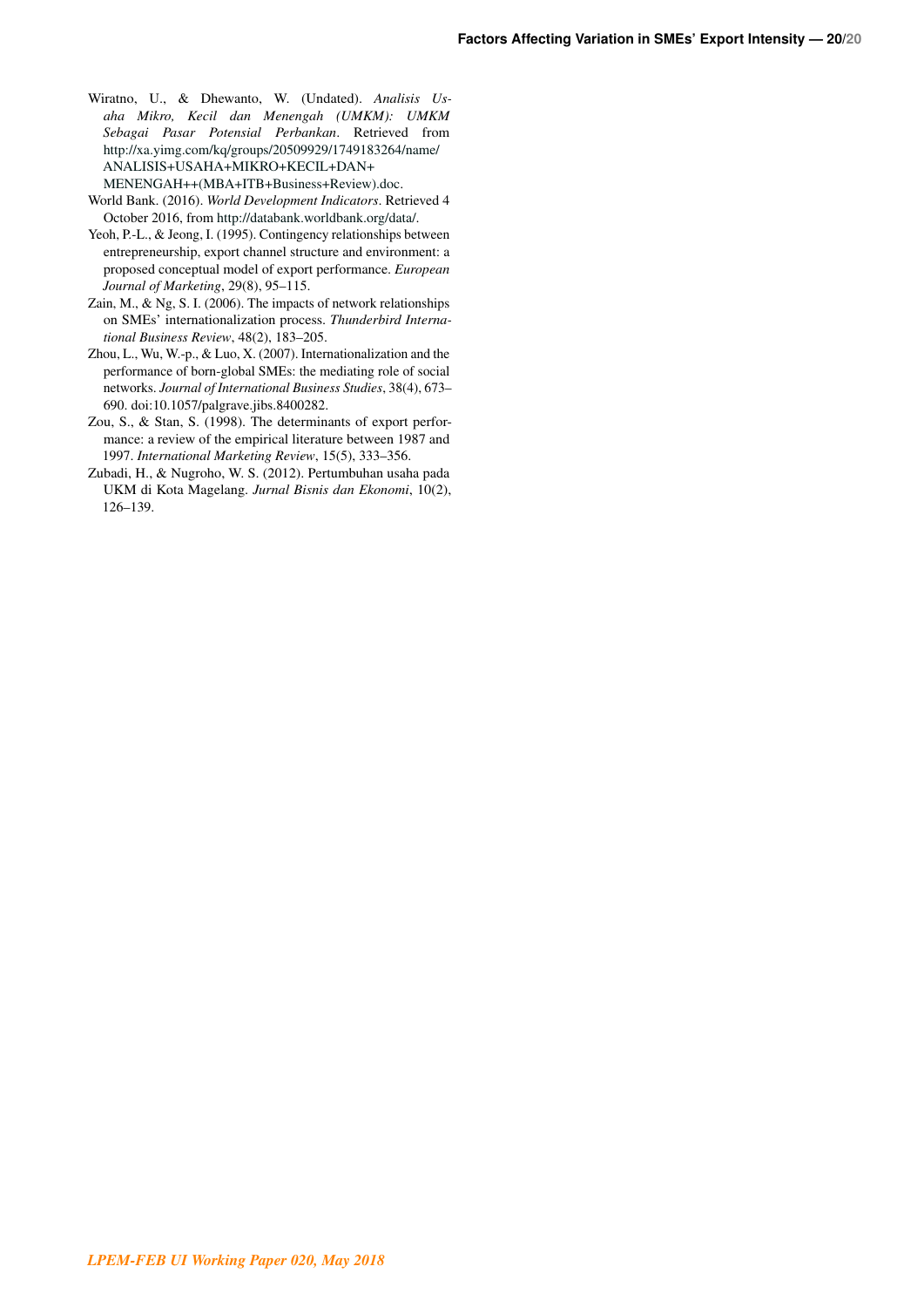Wiratno, U., & Dhewanto, W. (Undated). *Analisis Usaha Mikro, Kecil dan Menengah (UMKM): UMKM Sebagai Pasar Potensial Perbankan*. Retrieved from http://xa.yimg.com/kq/groups/20509929/1749183264/name/ANALISIS+USAHA+MIKRO+KECIL+DAN+MENENGAH++(MBA+ITB+Business+Review).doc.

World Bank. (2016). *World Development Indicators*. Retrieved 4 October 2016, from http://databank.worldbank.org/data/.

Yeoh, P.-L., & Jeong, I. (1995). Contingency relationships between entrepreneurship, export channel structure and environment: a proposed conceptual model of export performance. *European Journal of Marketing*, 29(8), 95–115.

Zain, M., & Ng, S. I. (2006). The impacts of network relationships on SMEs' internationalization process. *Thunderbird International Business Review*, 48(2), 183–205.

Zhou, L., Wu, W.-p., & Luo, X. (2007). Internationalization and the performance of born-global SMEs: the mediating role of social networks. *Journal of International Business Studies*, 38(4), 673–690. doi:10.1057/palgrave.jibs.8400282.

Zou, S., & Stan, S. (1998). The determinants of export performance: a review of the empirical literature between 1987 and 1997. *International Marketing Review*, 15(5), 333–356.

Zubadi, H., & Nugroho, W. S. (2012). Pertumbuhan usaha pada UKM di Kota Magelang. *Jurnal Bisnis dan Ekonomi*, 10(2), 126–139.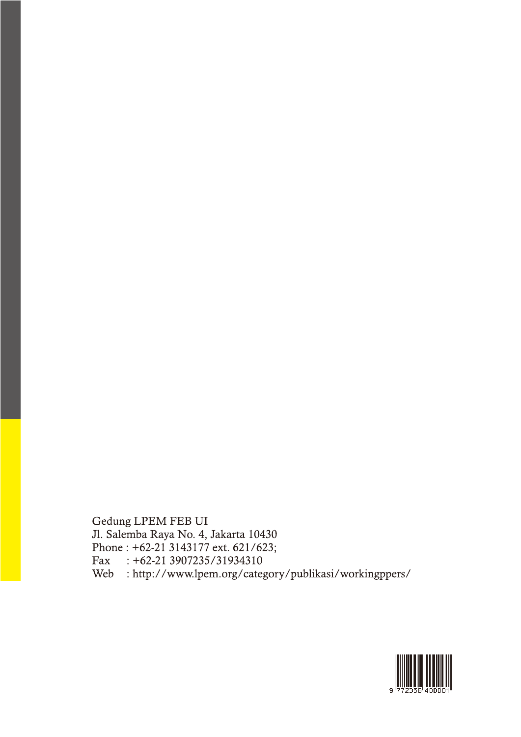Gedung LPEM FEB UI
Jl. Salemba Raya No. 4, Jakarta 10430
Phone : +62-21 3143177 ext. 621/623;
Fax : +62-21 3907235/31934310
Web : http://www.lpem.org/category/publikasi/workingppers/

9 772356 400001